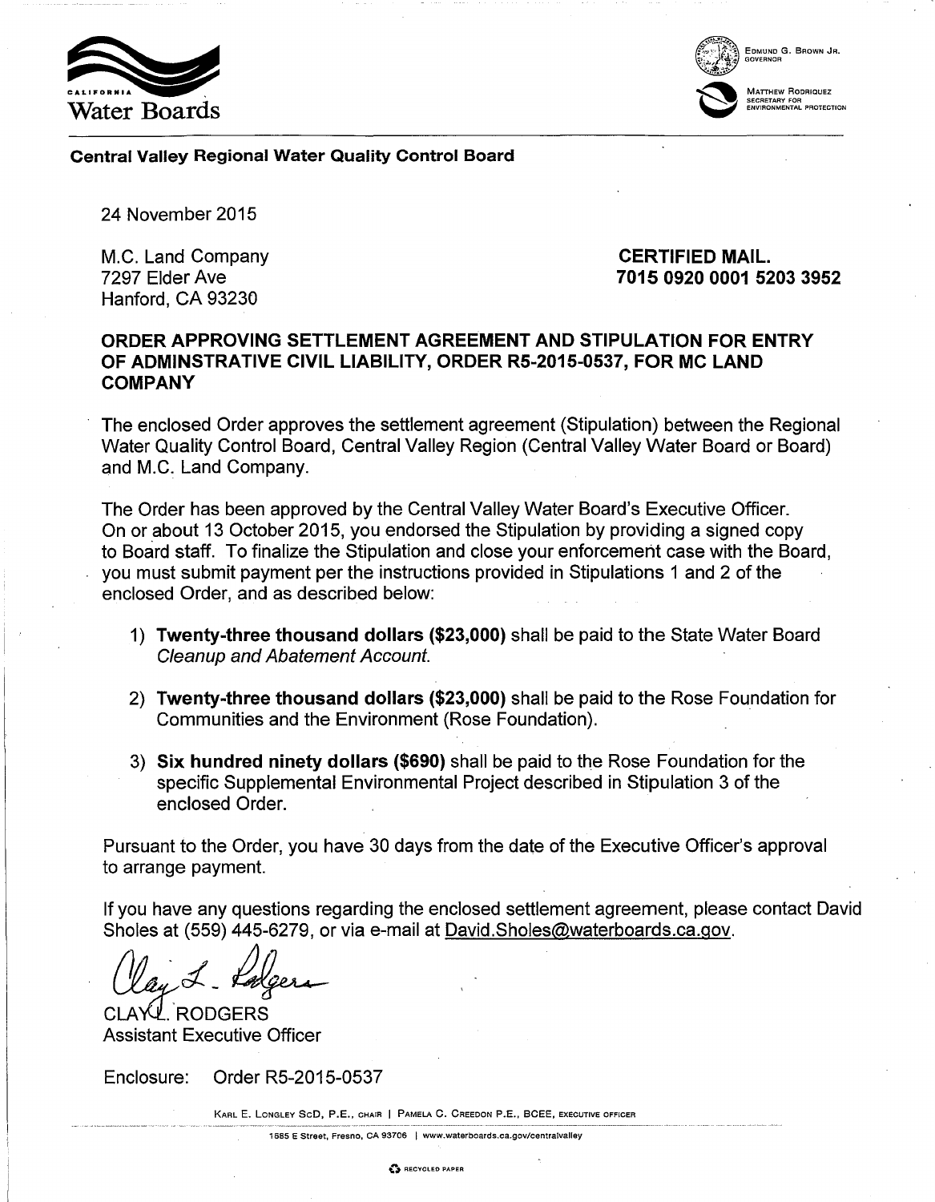California Water Boards

EDMUND G. BROWN JR.
GOVERNOR

MATTHEW RODRIQUEZ
SECRETARY FOR
ENVIRONMENTAL PROTECTION

**Central Valley Regional Water Quality Control Board**

24 November 2015

M.C. Land Company
7297 Elder Ave
Hanford, CA 93230

**CERTIFIED MAIL.**
**7015 0920 0001 5203 3952**

**ORDER APPROVING SETTLEMENT AGREEMENT AND STIPULATION FOR ENTRY OF ADMINSTRATIVE CIVIL LIABILITY, ORDER R5-2015-0537, FOR MC LAND COMPANY**

The enclosed Order approves the settlement agreement (Stipulation) between the Regional Water Quality Control Board, Central Valley Region (Central Valley Water Board or Board) and M.C. Land Company.

The Order has been approved by the Central Valley Water Board's Executive Officer. On or about 13 October 2015, you endorsed the Stipulation by providing a signed copy to Board staff. To finalize the Stipulation and close your enforcement case with the Board, you must submit payment per the instructions provided in Stipulations 1 and 2 of the enclosed Order, and as described below:

1) **Twenty-three thousand dollars ($23,000)** shall be paid to the State Water Board *Cleanup and Abatement Account.*
2) **Twenty-three thousand dollars ($23,000)** shall be paid to the Rose Foundation for Communities and the Environment (Rose Foundation).
3) **Six hundred ninety dollars ($690)** shall be paid to the Rose Foundation for the specific Supplemental Environmental Project described in Stipulation 3 of the enclosed Order.

Pursuant to the Order, you have 30 days from the date of the Executive Officer's approval to arrange payment.

If you have any questions regarding the enclosed settlement agreement, please contact David Sholes at (559) 445-6279, or via e-mail at David.Sholes@waterboards.ca.gov.

CLAY L. RODGERS
Assistant Executive Officer

Enclosure: Order R5-2015-0537

KARL E. LONGLEY ScD, P.E., CHAIR | PAMELA C. CREEDON P.E., BCEE, EXECUTIVE OFFICER

1685 E Street, Fresno, CA 93706 | www.waterboards.ca.gov/centralvalley

RECYCLED PAPER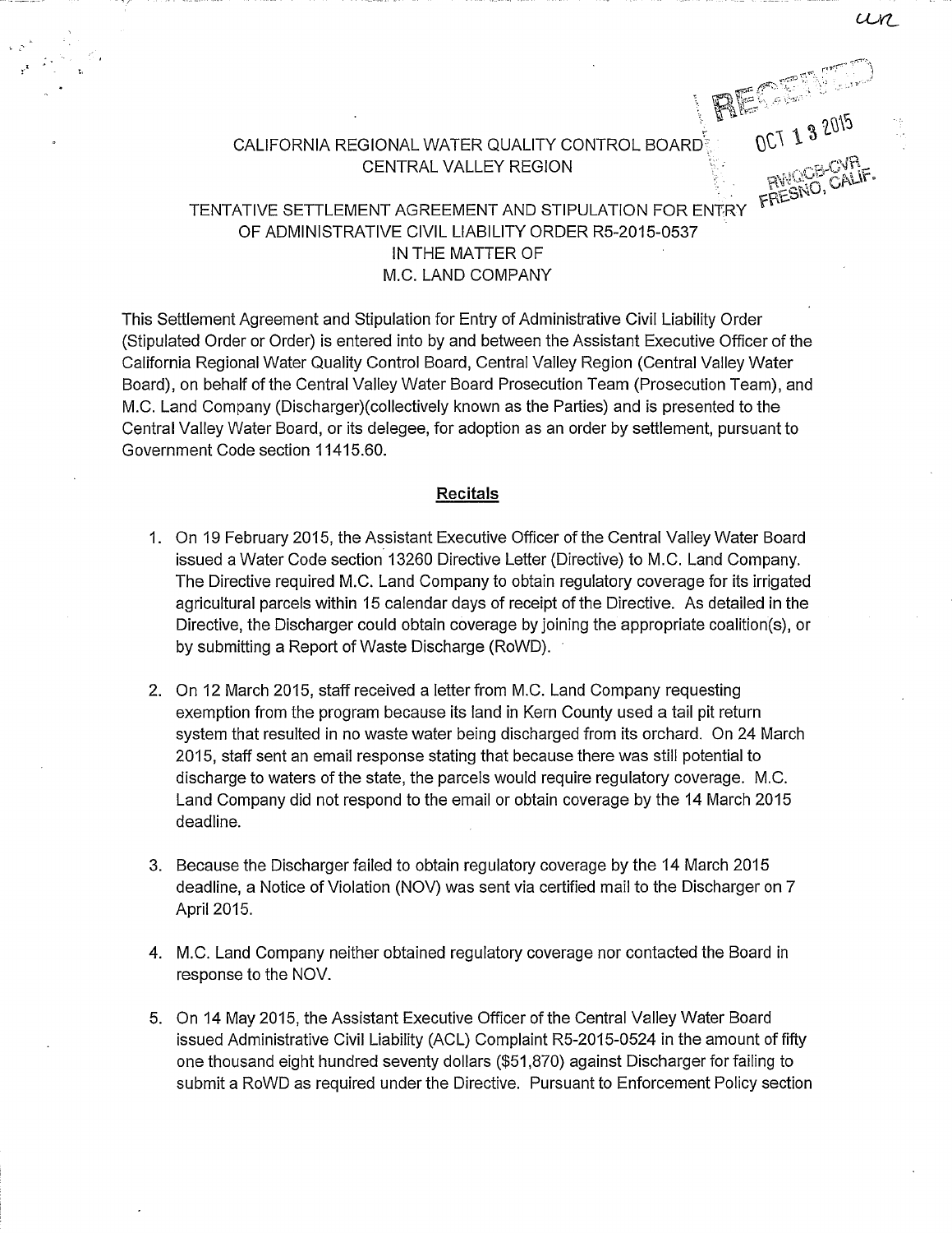CALIFORNIA REGIONAL WATER QUALITY CONTROL BOARD
CENTRAL VALLEY REGION

TENTATIVE SETTLEMENT AGREEMENT AND STIPULATION FOR ENTRY OF ADMINISTRATIVE CIVIL LIABILITY ORDER R5-2015-0537
IN THE MATTER OF
M.C. LAND COMPANY

This Settlement Agreement and Stipulation for Entry of Administrative Civil Liability Order (Stipulated Order or Order) is entered into by and between the Assistant Executive Officer of the California Regional Water Quality Control Board, Central Valley Region (Central Valley Water Board), on behalf of the Central Valley Water Board Prosecution Team (Prosecution Team), and M.C. Land Company (Discharger)(collectively known as the Parties) and is presented to the Central Valley Water Board, or its delegee, for adoption as an order by settlement, pursuant to Government Code section 11415.60.

## Recitals

1. On 19 February 2015, the Assistant Executive Officer of the Central Valley Water Board issued a Water Code section 13260 Directive Letter (Directive) to M.C. Land Company. The Directive required M.C. Land Company to obtain regulatory coverage for its irrigated agricultural parcels within 15 calendar days of receipt of the Directive. As detailed in the Directive, the Discharger could obtain coverage by joining the appropriate coalition(s), or by submitting a Report of Waste Discharge (RoWD).

2. On 12 March 2015, staff received a letter from M.C. Land Company requesting exemption from the program because its land in Kern County used a tail pit return system that resulted in no waste water being discharged from its orchard. On 24 March 2015, staff sent an email response stating that because there was still potential to discharge to waters of the state, the parcels would require regulatory coverage. M.C. Land Company did not respond to the email or obtain coverage by the 14 March 2015 deadline.

3. Because the Discharger failed to obtain regulatory coverage by the 14 March 2015 deadline, a Notice of Violation (NOV) was sent via certified mail to the Discharger on 7 April 2015.

4. M.C. Land Company neither obtained regulatory coverage nor contacted the Board in response to the NOV.

5. On 14 May 2015, the Assistant Executive Officer of the Central Valley Water Board issued Administrative Civil Liability (ACL) Complaint R5-2015-0524 in the amount of fifty one thousand eight hundred seventy dollars ($51,870) against Discharger for failing to submit a RoWD as required under the Directive. Pursuant to Enforcement Policy section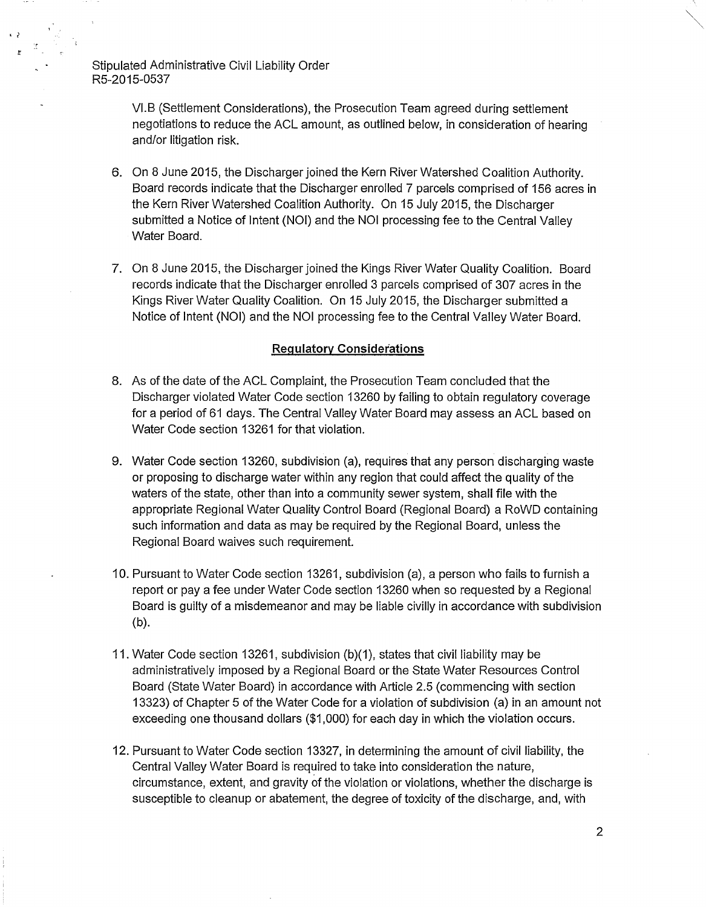VI.B (Settlement Considerations), the Prosecution Team agreed during settlement negotiations to reduce the ACL amount, as outlined below, in consideration of hearing and/or litigation risk.

6. On 8 June 2015, the Discharger joined the Kern River Watershed Coalition Authority. Board records indicate that the Discharger enrolled 7 parcels comprised of 156 acres in the Kern River Watershed Coalition Authority. On 15 July 2015, the Discharger submitted a Notice of Intent (NOI) and the NOI processing fee to the Central Valley Water Board.

7. On 8 June 2015, the Discharger joined the Kings River Water Quality Coalition. Board records indicate that the Discharger enrolled 3 parcels comprised of 307 acres in the Kings River Water Quality Coalition. On 15 July 2015, the Discharger submitted a Notice of Intent (NOI) and the NOI processing fee to the Central Valley Water Board.

## Regulatory Considerations

8. As of the date of the ACL Complaint, the Prosecution Team concluded that the Discharger violated Water Code section 13260 by failing to obtain regulatory coverage for a period of 61 days. The Central Valley Water Board may assess an ACL based on Water Code section 13261 for that violation.

9. Water Code section 13260, subdivision (a), requires that any person discharging waste or proposing to discharge water within any region that could affect the quality of the waters of the state, other than into a community sewer system, shall file with the appropriate Regional Water Quality Control Board (Regional Board) a RoWD containing such information and data as may be required by the Regional Board, unless the Regional Board waives such requirement.

10. Pursuant to Water Code section 13261, subdivision (a), a person who fails to furnish a report or pay a fee under Water Code section 13260 when so requested by a Regional Board is guilty of a misdemeanor and may be liable civilly in accordance with subdivision (b).

11. Water Code section 13261, subdivision (b)(1), states that civil liability may be administratively imposed by a Regional Board or the State Water Resources Control Board (State Water Board) in accordance with Article 2.5 (commencing with section 13323) of Chapter 5 of the Water Code for a violation of subdivision (a) in an amount not exceeding one thousand dollars ($1,000) for each day in which the violation occurs.

12. Pursuant to Water Code section 13327, in determining the amount of civil liability, the Central Valley Water Board is required to take into consideration the nature, circumstance, extent, and gravity of the violation or violations, whether the discharge is susceptible to cleanup or abatement, the degree of toxicity of the discharge, and, with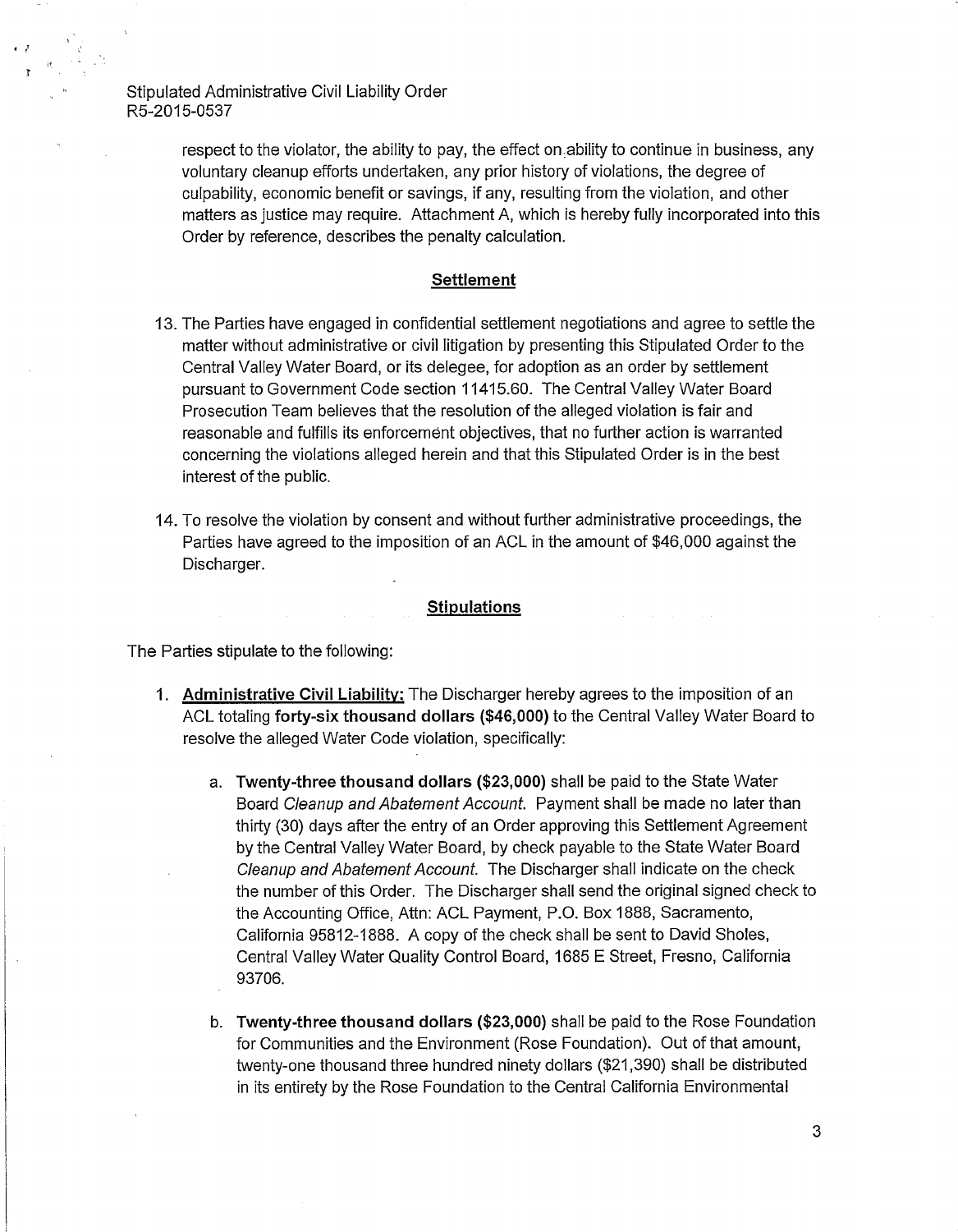respect to the violator, the ability to pay, the effect on ability to continue in business, any voluntary cleanup efforts undertaken, any prior history of violations, the degree of culpability, economic benefit or savings, if any, resulting from the violation, and other matters as justice may require. Attachment A, which is hereby fully incorporated into this Order by reference, describes the penalty calculation.

## Settlement

13. The Parties have engaged in confidential settlement negotiations and agree to settle the matter without administrative or civil litigation by presenting this Stipulated Order to the Central Valley Water Board, or its delegee, for adoption as an order by settlement pursuant to Government Code section 11415.60. The Central Valley Water Board Prosecution Team believes that the resolution of the alleged violation is fair and reasonable and fulfills its enforcement objectives, that no further action is warranted concerning the violations alleged herein and that this Stipulated Order is in the best interest of the public.

14. To resolve the violation by consent and without further administrative proceedings, the Parties have agreed to the imposition of an ACL in the amount of $46,000 against the Discharger.

## Stipulations

The Parties stipulate to the following:

1. **Administrative Civil Liability:** The Discharger hereby agrees to the imposition of an ACL totaling **forty-six thousand dollars ($46,000)** to the Central Valley Water Board to resolve the alleged Water Code violation, specifically:

   a. **Twenty-three thousand dollars ($23,000)** shall be paid to the State Water Board *Cleanup and Abatement Account*. Payment shall be made no later than thirty (30) days after the entry of an Order approving this Settlement Agreement by the Central Valley Water Board, by check payable to the State Water Board *Cleanup and Abatement Account*. The Discharger shall indicate on the check the number of this Order. The Discharger shall send the original signed check to the Accounting Office, Attn: ACL Payment, P.O. Box 1888, Sacramento, California 95812-1888. A copy of the check shall be sent to David Sholes, Central Valley Water Quality Control Board, 1685 E Street, Fresno, California 93706.

   b. **Twenty-three thousand dollars ($23,000)** shall be paid to the Rose Foundation for Communities and the Environment (Rose Foundation). Out of that amount, twenty-one thousand three hundred ninety dollars ($21,390) shall be distributed in its entirety by the Rose Foundation to the Central California Environmental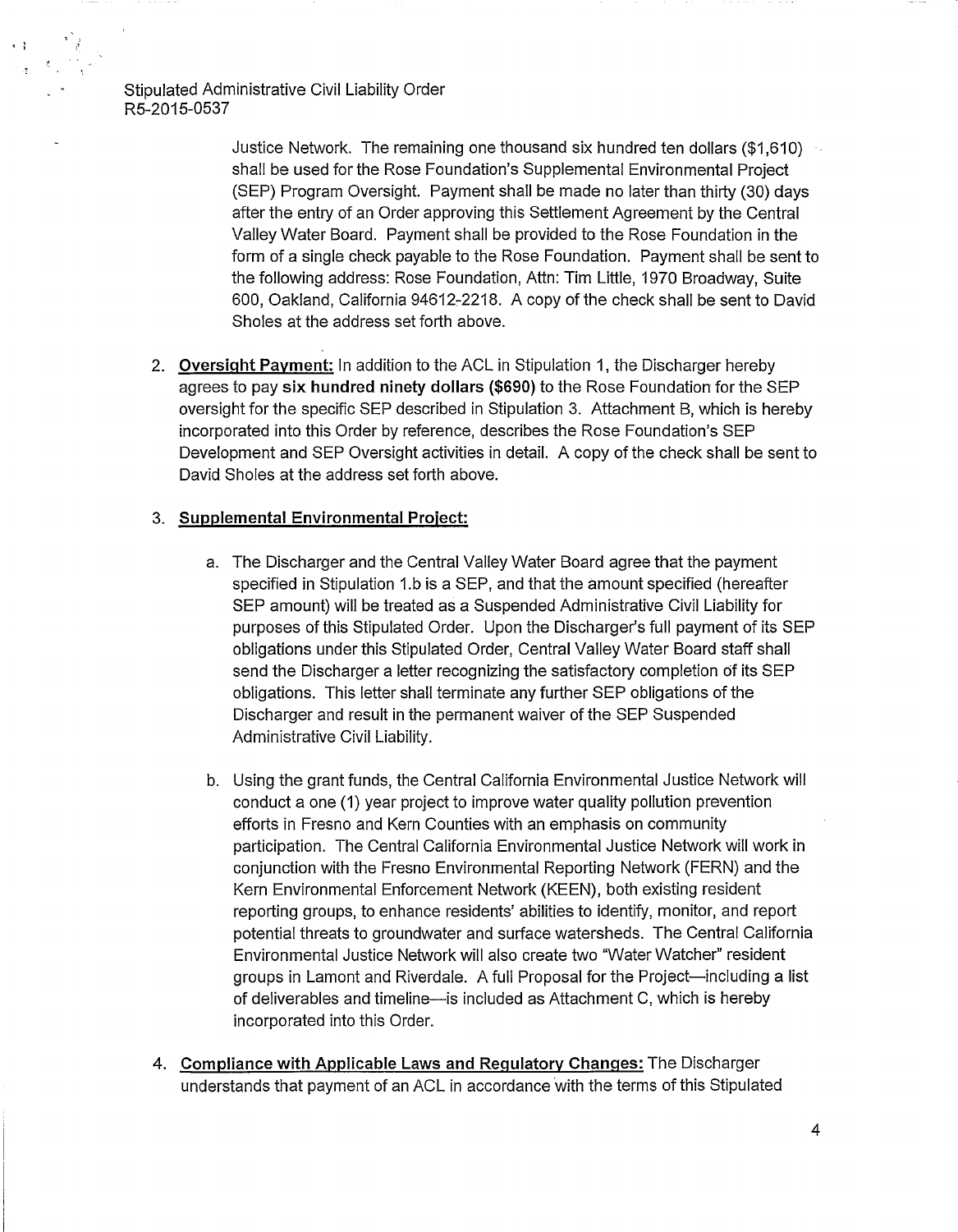Justice Network. The remaining one thousand six hundred ten dollars ($1,610) shall be used for the Rose Foundation's Supplemental Environmental Project (SEP) Program Oversight. Payment shall be made no later than thirty (30) days after the entry of an Order approving this Settlement Agreement by the Central Valley Water Board. Payment shall be provided to the Rose Foundation in the form of a single check payable to the Rose Foundation. Payment shall be sent to the following address: Rose Foundation, Attn: Tim Little, 1970 Broadway, Suite 600, Oakland, California 94612-2218. A copy of the check shall be sent to David Sholes at the address set forth above.

2. **Oversight Payment:** In addition to the ACL in Stipulation 1, the Discharger hereby agrees to pay **six hundred ninety dollars ($690)** to the Rose Foundation for the SEP oversight for the specific SEP described in Stipulation 3. Attachment B, which is hereby incorporated into this Order by reference, describes the Rose Foundation's SEP Development and SEP Oversight activities in detail. A copy of the check shall be sent to David Sholes at the address set forth above.

3. **Supplemental Environmental Project:**

   a. The Discharger and the Central Valley Water Board agree that the payment specified in Stipulation 1.b is a SEP, and that the amount specified (hereafter SEP amount) will be treated as a Suspended Administrative Civil Liability for purposes of this Stipulated Order. Upon the Discharger's full payment of its SEP obligations under this Stipulated Order, Central Valley Water Board staff shall send the Discharger a letter recognizing the satisfactory completion of its SEP obligations. This letter shall terminate any further SEP obligations of the Discharger and result in the permanent waiver of the SEP Suspended Administrative Civil Liability.

   b. Using the grant funds, the Central California Environmental Justice Network will conduct a one (1) year project to improve water quality pollution prevention efforts in Fresno and Kern Counties with an emphasis on community participation. The Central California Environmental Justice Network will work in conjunction with the Fresno Environmental Reporting Network (FERN) and the Kern Environmental Enforcement Network (KEEN), both existing resident reporting groups, to enhance residents' abilities to identify, monitor, and report potential threats to groundwater and surface watersheds. The Central California Environmental Justice Network will also create two "Water Watcher" resident groups in Lamont and Riverdale. A full Proposal for the Project—including a list of deliverables and timeline—is included as Attachment C, which is hereby incorporated into this Order.

4. **Compliance with Applicable Laws and Regulatory Changes:** The Discharger understands that payment of an ACL in accordance with the terms of this Stipulated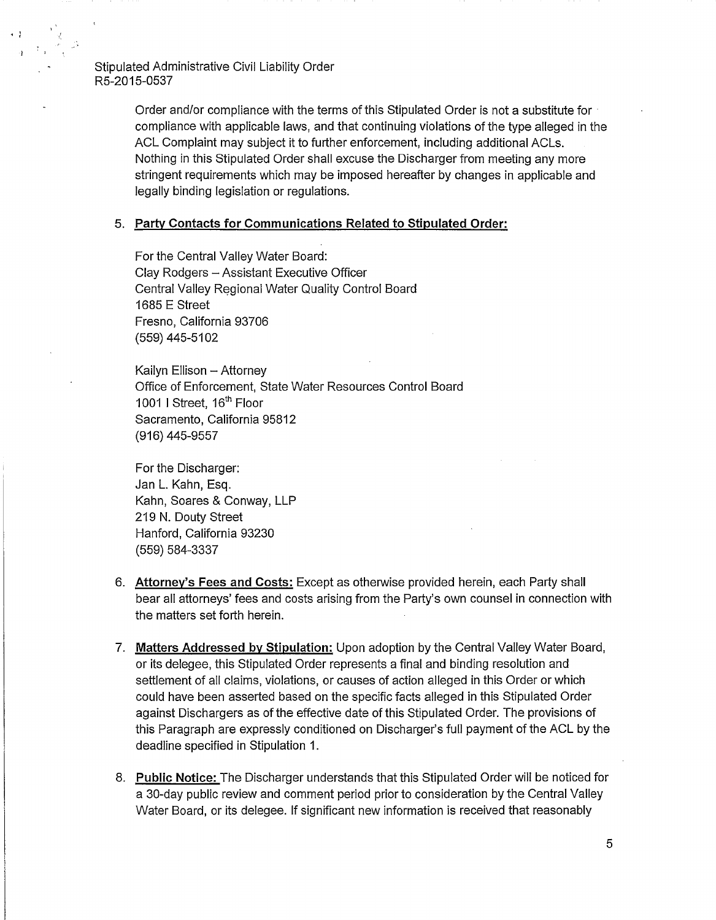Order and/or compliance with the terms of this Stipulated Order is not a substitute for compliance with applicable laws, and that continuing violations of the type alleged in the ACL Complaint may subject it to further enforcement, including additional ACLs. Nothing in this Stipulated Order shall excuse the Discharger from meeting any more stringent requirements which may be imposed hereafter by changes in applicable and legally binding legislation or regulations.

5. **Party Contacts for Communications Related to Stipulated Order:**

   For the Central Valley Water Board:
   Clay Rodgers – Assistant Executive Officer
   Central Valley Regional Water Quality Control Board
   1685 E Street
   Fresno, California 93706
   (559) 445-5102

   Kailyn Ellison – Attorney
   Office of Enforcement, State Water Resources Control Board
   1001 I Street, 16th Floor
   Sacramento, California 95812
   (916) 445-9557

   For the Discharger:
   Jan L. Kahn, Esq.
   Kahn, Soares & Conway, LLP
   219 N. Douty Street
   Hanford, California 93230
   (559) 584-3337

6. **Attorney's Fees and Costs:** Except as otherwise provided herein, each Party shall bear all attorneys' fees and costs arising from the Party's own counsel in connection with the matters set forth herein.

7. **Matters Addressed by Stipulation:** Upon adoption by the Central Valley Water Board, or its delegee, this Stipulated Order represents a final and binding resolution and settlement of all claims, violations, or causes of action alleged in this Order or which could have been asserted based on the specific facts alleged in this Stipulated Order against Dischargers as of the effective date of this Stipulated Order. The provisions of this Paragraph are expressly conditioned on Discharger's full payment of the ACL by the deadline specified in Stipulation 1.

8. **Public Notice:** The Discharger understands that this Stipulated Order will be noticed for a 30-day public review and comment period prior to consideration by the Central Valley Water Board, or its delegee. If significant new information is received that reasonably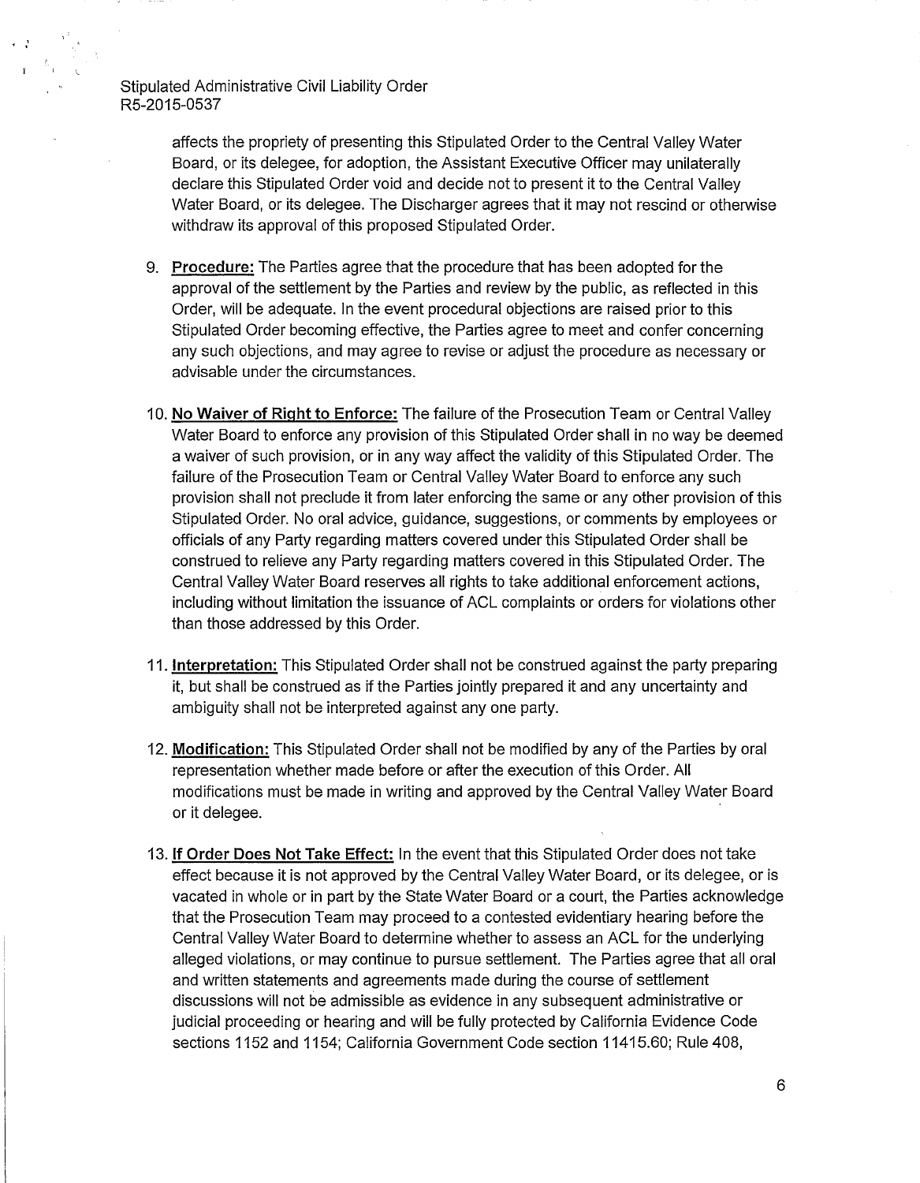affects the propriety of presenting this Stipulated Order to the Central Valley Water Board, or its delegee, for adoption, the Assistant Executive Officer may unilaterally declare this Stipulated Order void and decide not to present it to the Central Valley Water Board, or its delegee. The Discharger agrees that it may not rescind or otherwise withdraw its approval of this proposed Stipulated Order.

9. **Procedure:** The Parties agree that the procedure that has been adopted for the approval of the settlement by the Parties and review by the public, as reflected in this Order, will be adequate. In the event procedural objections are raised prior to this Stipulated Order becoming effective, the Parties agree to meet and confer concerning any such objections, and may agree to revise or adjust the procedure as necessary or advisable under the circumstances.

10. **No Waiver of Right to Enforce:** The failure of the Prosecution Team or Central Valley Water Board to enforce any provision of this Stipulated Order shall in no way be deemed a waiver of such provision, or in any way affect the validity of this Stipulated Order. The failure of the Prosecution Team or Central Valley Water Board to enforce any such provision shall not preclude it from later enforcing the same or any other provision of this Stipulated Order. No oral advice, guidance, suggestions, or comments by employees or officials of any Party regarding matters covered under this Stipulated Order shall be construed to relieve any Party regarding matters covered in this Stipulated Order. The Central Valley Water Board reserves all rights to take additional enforcement actions, including without limitation the issuance of ACL complaints or orders for violations other than those addressed by this Order.

11. **Interpretation:** This Stipulated Order shall not be construed against the party preparing it, but shall be construed as if the Parties jointly prepared it and any uncertainty and ambiguity shall not be interpreted against any one party.

12. **Modification:** This Stipulated Order shall not be modified by any of the Parties by oral representation whether made before or after the execution of this Order. All modifications must be made in writing and approved by the Central Valley Water Board or it delegee.

13. **If Order Does Not Take Effect:** In the event that this Stipulated Order does not take effect because it is not approved by the Central Valley Water Board, or its delegee, or is vacated in whole or in part by the State Water Board or a court, the Parties acknowledge that the Prosecution Team may proceed to a contested evidentiary hearing before the Central Valley Water Board to determine whether to assess an ACL for the underlying alleged violations, or may continue to pursue settlement. The Parties agree that all oral and written statements and agreements made during the course of settlement discussions will not be admissible as evidence in any subsequent administrative or judicial proceeding or hearing and will be fully protected by California Evidence Code sections 1152 and 1154; California Government Code section 11415.60; Rule 408,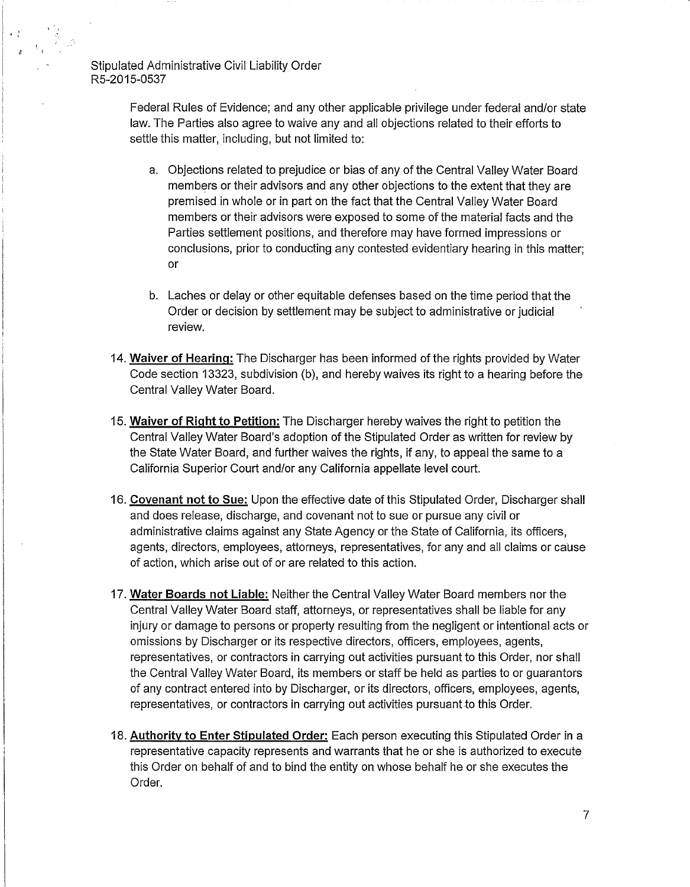Federal Rules of Evidence; and any other applicable privilege under federal and/or state law. The Parties also agree to waive any and all objections related to their efforts to settle this matter, including, but not limited to:

a. Objections related to prejudice or bias of any of the Central Valley Water Board members or their advisors and any other objections to the extent that they are premised in whole or in part on the fact that the Central Valley Water Board members or their advisors were exposed to some of the material facts and the Parties settlement positions, and therefore may have formed impressions or conclusions, prior to conducting any contested evidentiary hearing in this matter; or

b. Laches or delay or other equitable defenses based on the time period that the Order or decision by settlement may be subject to administrative or judicial review.

14. **Waiver of Hearing:** The Discharger has been informed of the rights provided by Water Code section 13323, subdivision (b), and hereby waives its right to a hearing before the Central Valley Water Board.

15. **Waiver of Right to Petition:** The Discharger hereby waives the right to petition the Central Valley Water Board's adoption of the Stipulated Order as written for review by the State Water Board, and further waives the rights, if any, to appeal the same to a California Superior Court and/or any California appellate level court.

16. **Covenant not to Sue:** Upon the effective date of this Stipulated Order, Discharger shall and does release, discharge, and covenant not to sue or pursue any civil or administrative claims against any State Agency or the State of California, its officers, agents, directors, employees, attorneys, representatives, for any and all claims or cause of action, which arise out of or are related to this action.

17. **Water Boards not Liable:** Neither the Central Valley Water Board members nor the Central Valley Water Board staff, attorneys, or representatives shall be liable for any injury or damage to persons or property resulting from the negligent or intentional acts or omissions by Discharger or its respective directors, officers, employees, agents, representatives, or contractors in carrying out activities pursuant to this Order, nor shall the Central Valley Water Board, its members or staff be held as parties to or guarantors of any contract entered into by Discharger, or its directors, officers, employees, agents, representatives, or contractors in carrying out activities pursuant to this Order.

18. **Authority to Enter Stipulated Order:** Each person executing this Stipulated Order in a representative capacity represents and warrants that he or she is authorized to execute this Order on behalf of and to bind the entity on whose behalf he or she executes the Order.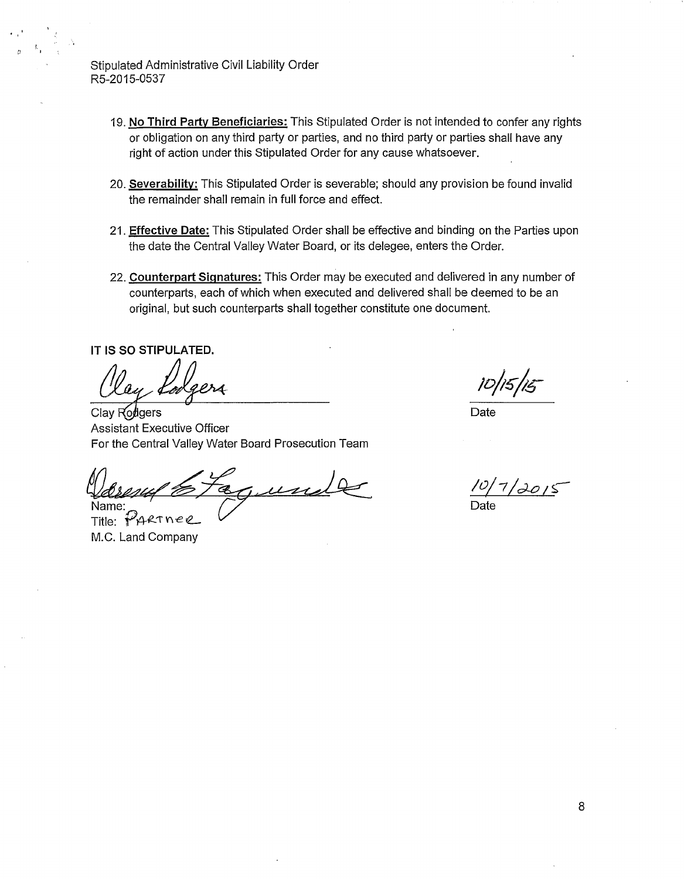Stipulated Administrative Civil Liability Order
R5-2015-0537

19. **No Third Party Beneficiaries:** This Stipulated Order is not intended to confer any rights or obligation on any third party or parties, and no third party or parties shall have any right of action under this Stipulated Order for any cause whatsoever.

20. **Severability:** This Stipulated Order is severable; should any provision be found invalid the remainder shall remain in full force and effect.

21. **Effective Date:** This Stipulated Order shall be effective and binding on the Parties upon the date the Central Valley Water Board, or its delegee, enters the Order.

22. **Counterpart Signatures:** This Order may be executed and delivered in any number of counterparts, each of which when executed and delivered shall be deemed to be an original, but such counterparts shall together constitute one document.

**IT IS SO STIPULATED.**

Clay Rodgers
Assistant Executive Officer
For the Central Valley Water Board Prosecution Team

Date: 10/15/15

Name:
Title: Partner
M.C. Land Company

Date: 10/7/2015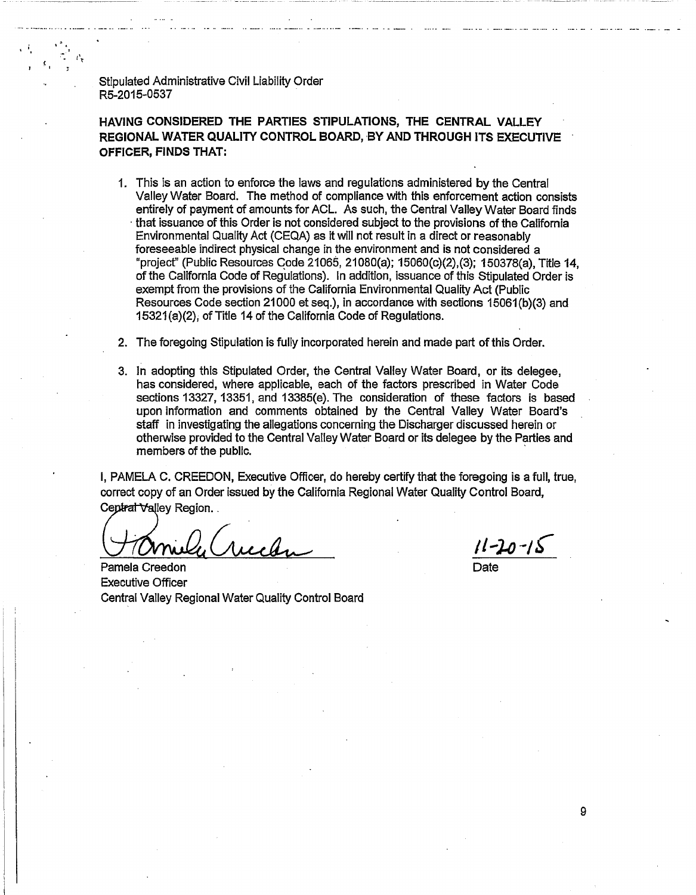Stipulated Administrative Civil Liability Order
R5-2015-0537

**HAVING CONSIDERED THE PARTIES STIPULATIONS, THE CENTRAL VALLEY REGIONAL WATER QUALITY CONTROL BOARD, BY AND THROUGH ITS EXECUTIVE OFFICER, FINDS THAT:**

1. This is an action to enforce the laws and regulations administered by the Central Valley Water Board. The method of compliance with this enforcement action consists entirely of payment of amounts for ACL. As such, the Central Valley Water Board finds that issuance of this Order is not considered subject to the provisions of the California Environmental Quality Act (CEQA) as it will not result in a direct or reasonably foreseeable indirect physical change in the environment and is not considered a "project" (Public Resources Code 21065, 21080(a); 15060(c)(2),(3); 150378(a), Title 14, of the California Code of Regulations). In addition, issuance of this Stipulated Order is exempt from the provisions of the California Environmental Quality Act (Public Resources Code section 21000 et seq.), in accordance with sections 15061(b)(3) and 15321(a)(2), of Title 14 of the California Code of Regulations.

2. The foregoing Stipulation is fully incorporated herein and made part of this Order.

3. In adopting this Stipulated Order, the Central Valley Water Board, or its delegee, has considered, where applicable, each of the factors prescribed in Water Code sections 13327, 13351, and 13385(e). The consideration of these factors is based upon information and comments obtained by the Central Valley Water Board's staff in investigating the allegations concerning the Discharger discussed herein or otherwise provided to the Central Valley Water Board or its delegee by the Parties and members of the public.

I, PAMELA C. CREEDON, Executive Officer, do hereby certify that the foregoing is a full, true, correct copy of an Order issued by the California Regional Water Quality Control Board, Central Valley Region.

Pamela Creedon
Executive Officer
Central Valley Regional Water Quality Control Board

11-20-15
Date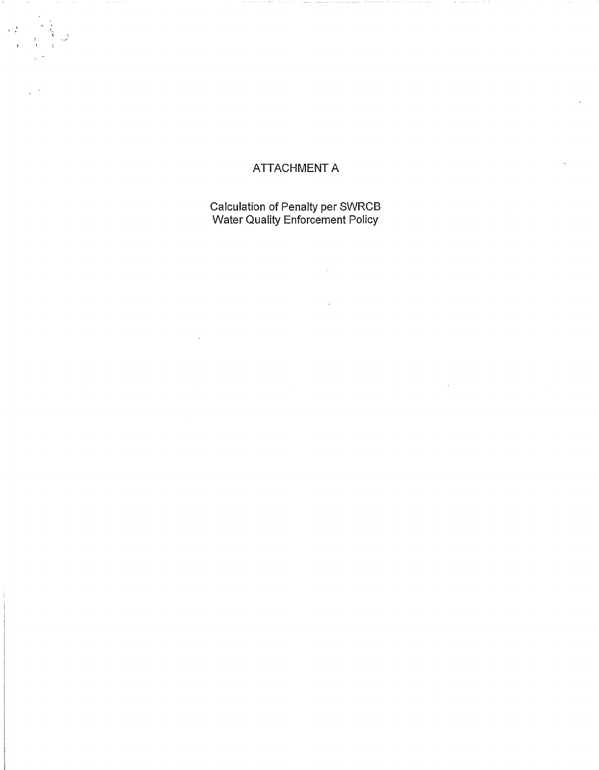# ATTACHMENT A

Calculation of Penalty per SWRCB
Water Quality Enforcement Policy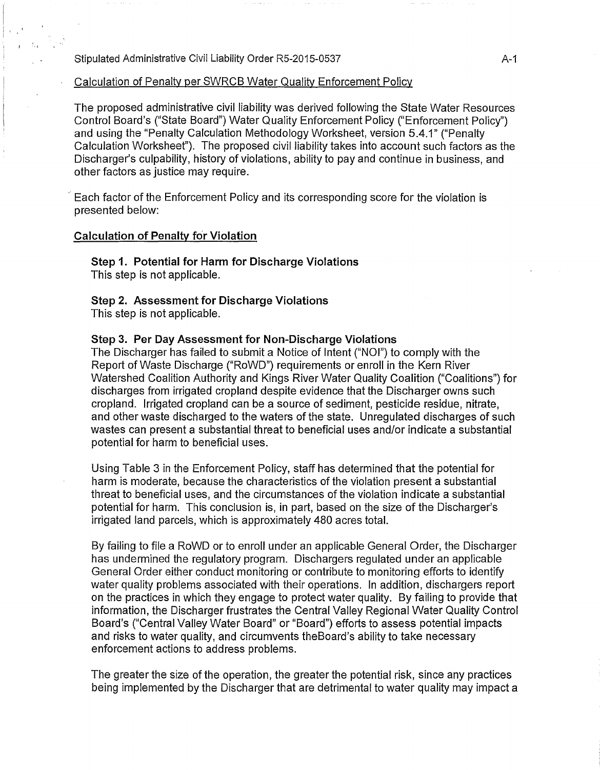Stipulated Administrative Civil Liability Order R5-2015-0537

Calculation of Penalty per SWRCB Water Quality Enforcement Policy

The proposed administrative civil liability was derived following the State Water Resources Control Board's ("State Board") Water Quality Enforcement Policy ("Enforcement Policy") and using the "Penalty Calculation Methodology Worksheet, version 5.4.1" ("Penalty Calculation Worksheet"). The proposed civil liability takes into account such factors as the Discharger's culpability, history of violations, ability to pay and continue in business, and other factors as justice may require.

Each factor of the Enforcement Policy and its corresponding score for the violation is presented below:

## Calculation of Penalty for Violation

**Step 1. Potential for Harm for Discharge Violations**
This step is not applicable.

**Step 2. Assessment for Discharge Violations**
This step is not applicable.

**Step 3. Per Day Assessment for Non-Discharge Violations**
The Discharger has failed to submit a Notice of Intent ("NOI") to comply with the Report of Waste Discharge ("RoWD") requirements or enroll in the Kern River Watershed Coalition Authority and Kings River Water Quality Coalition ("Coalitions") for discharges from irrigated cropland despite evidence that the Discharger owns such cropland. Irrigated cropland can be a source of sediment, pesticide residue, nitrate, and other waste discharged to the waters of the state. Unregulated discharges of such wastes can present a substantial threat to beneficial uses and/or indicate a substantial potential for harm to beneficial uses.

Using Table 3 in the Enforcement Policy, staff has determined that the potential for harm is moderate, because the characteristics of the violation present a substantial threat to beneficial uses, and the circumstances of the violation indicate a substantial potential for harm. This conclusion is, in part, based on the size of the Discharger's irrigated land parcels, which is approximately 480 acres total.

By failing to file a RoWD or to enroll under an applicable General Order, the Discharger has undermined the regulatory program. Dischargers regulated under an applicable General Order either conduct monitoring or contribute to monitoring efforts to identify water quality problems associated with their operations. In addition, dischargers report on the practices in which they engage to protect water quality. By failing to provide that information, the Discharger frustrates the Central Valley Regional Water Quality Control Board's ("Central Valley Water Board" or "Board") efforts to assess potential impacts and risks to water quality, and circumvents theBoard's ability to take necessary enforcement actions to address problems.

The greater the size of the operation, the greater the potential risk, since any practices being implemented by the Discharger that are detrimental to water quality may impact a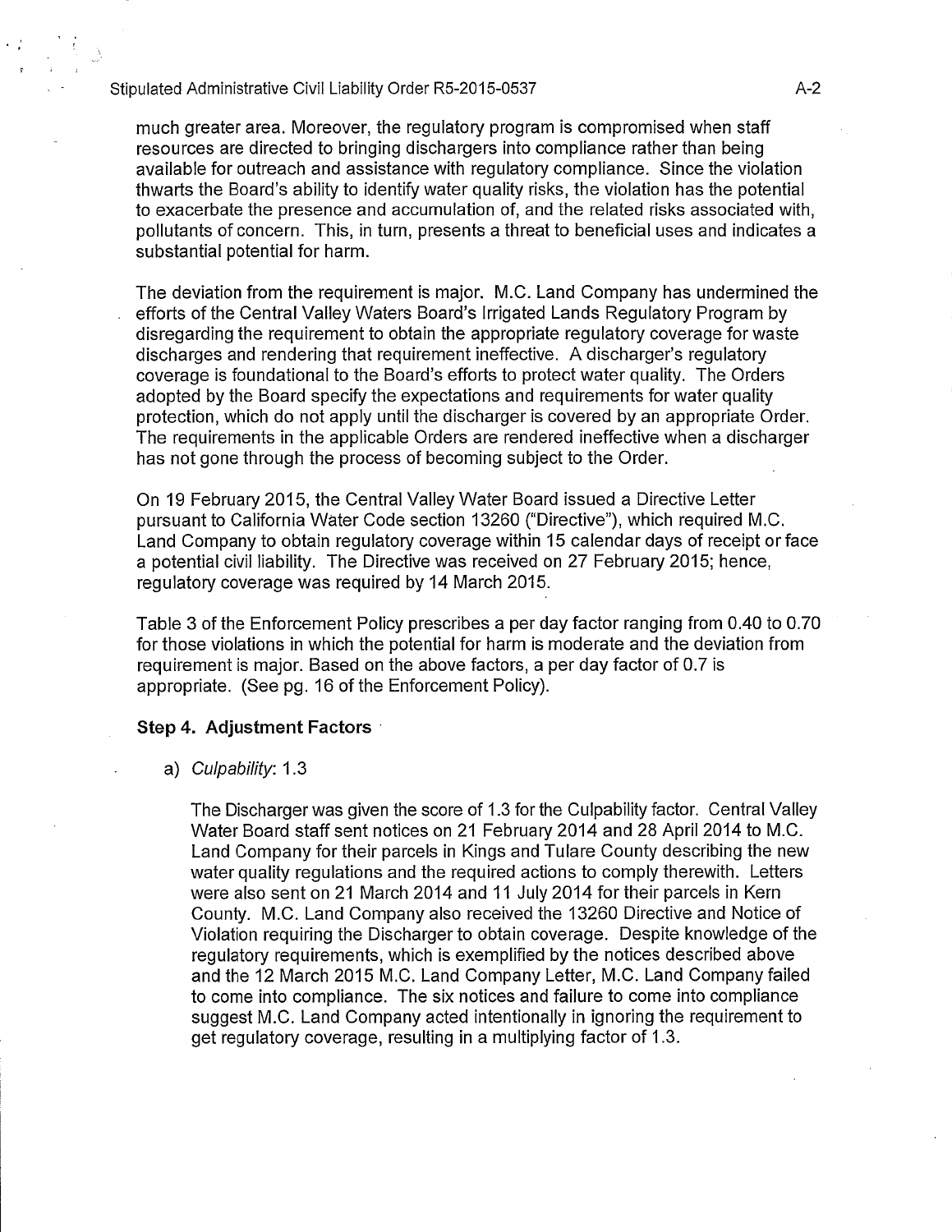much greater area. Moreover, the regulatory program is compromised when staff resources are directed to bringing dischargers into compliance rather than being available for outreach and assistance with regulatory compliance. Since the violation thwarts the Board's ability to identify water quality risks, the violation has the potential to exacerbate the presence and accumulation of, and the related risks associated with, pollutants of concern. This, in turn, presents a threat to beneficial uses and indicates a substantial potential for harm.

The deviation from the requirement is major. M.C. Land Company has undermined the efforts of the Central Valley Waters Board's Irrigated Lands Regulatory Program by disregarding the requirement to obtain the appropriate regulatory coverage for waste discharges and rendering that requirement ineffective. A discharger's regulatory coverage is foundational to the Board's efforts to protect water quality. The Orders adopted by the Board specify the expectations and requirements for water quality protection, which do not apply until the discharger is covered by an appropriate Order. The requirements in the applicable Orders are rendered ineffective when a discharger has not gone through the process of becoming subject to the Order.

On 19 February 2015, the Central Valley Water Board issued a Directive Letter pursuant to California Water Code section 13260 ("Directive"), which required M.C. Land Company to obtain regulatory coverage within 15 calendar days of receipt or face a potential civil liability. The Directive was received on 27 February 2015; hence, regulatory coverage was required by 14 March 2015.

Table 3 of the Enforcement Policy prescribes a per day factor ranging from 0.40 to 0.70 for those violations in which the potential for harm is moderate and the deviation from requirement is major. Based on the above factors, a per day factor of 0.7 is appropriate. (See pg. 16 of the Enforcement Policy).

**Step 4. Adjustment Factors**

a) *Culpability*: 1.3

The Discharger was given the score of 1.3 for the Culpability factor. Central Valley Water Board staff sent notices on 21 February 2014 and 28 April 2014 to M.C. Land Company for their parcels in Kings and Tulare County describing the new water quality regulations and the required actions to comply therewith. Letters were also sent on 21 March 2014 and 11 July 2014 for their parcels in Kern County. M.C. Land Company also received the 13260 Directive and Notice of Violation requiring the Discharger to obtain coverage. Despite knowledge of the regulatory requirements, which is exemplified by the notices described above and the 12 March 2015 M.C. Land Company Letter, M.C. Land Company failed to come into compliance. The six notices and failure to come into compliance suggest M.C. Land Company acted intentionally in ignoring the requirement to get regulatory coverage, resulting in a multiplying factor of 1.3.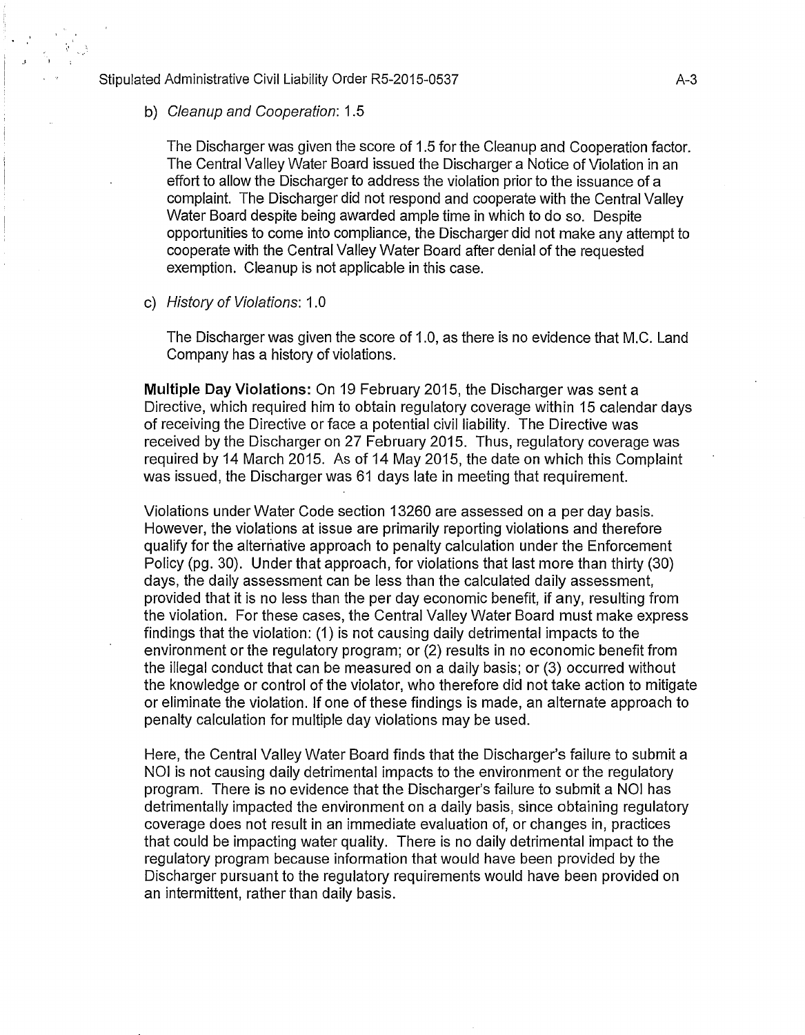b) *Cleanup and Cooperation*: 1.5

The Discharger was given the score of 1.5 for the Cleanup and Cooperation factor. The Central Valley Water Board issued the Discharger a Notice of Violation in an effort to allow the Discharger to address the violation prior to the issuance of a complaint. The Discharger did not respond and cooperate with the Central Valley Water Board despite being awarded ample time in which to do so. Despite opportunities to come into compliance, the Discharger did not make any attempt to cooperate with the Central Valley Water Board after denial of the requested exemption. Cleanup is not applicable in this case.

c) *History of Violations*: 1.0

The Discharger was given the score of 1.0, as there is no evidence that M.C. Land Company has a history of violations.

**Multiple Day Violations:** On 19 February 2015, the Discharger was sent a Directive, which required him to obtain regulatory coverage within 15 calendar days of receiving the Directive or face a potential civil liability. The Directive was received by the Discharger on 27 February 2015. Thus, regulatory coverage was required by 14 March 2015. As of 14 May 2015, the date on which this Complaint was issued, the Discharger was 61 days late in meeting that requirement.

Violations under Water Code section 13260 are assessed on a per day basis. However, the violations at issue are primarily reporting violations and therefore qualify for the alternative approach to penalty calculation under the Enforcement Policy (pg. 30). Under that approach, for violations that last more than thirty (30) days, the daily assessment can be less than the calculated daily assessment, provided that it is no less than the per day economic benefit, if any, resulting from the violation. For these cases, the Central Valley Water Board must make express findings that the violation: (1) is not causing daily detrimental impacts to the environment or the regulatory program; or (2) results in no economic benefit from the illegal conduct that can be measured on a daily basis; or (3) occurred without the knowledge or control of the violator, who therefore did not take action to mitigate or eliminate the violation. If one of these findings is made, an alternate approach to penalty calculation for multiple day violations may be used.

Here, the Central Valley Water Board finds that the Discharger's failure to submit a NOI is not causing daily detrimental impacts to the environment or the regulatory program. There is no evidence that the Discharger's failure to submit a NOI has detrimentally impacted the environment on a daily basis, since obtaining regulatory coverage does not result in an immediate evaluation of, or changes in, practices that could be impacting water quality. There is no daily detrimental impact to the regulatory program because information that would have been provided by the Discharger pursuant to the regulatory requirements would have been provided on an intermittent, rather than daily basis.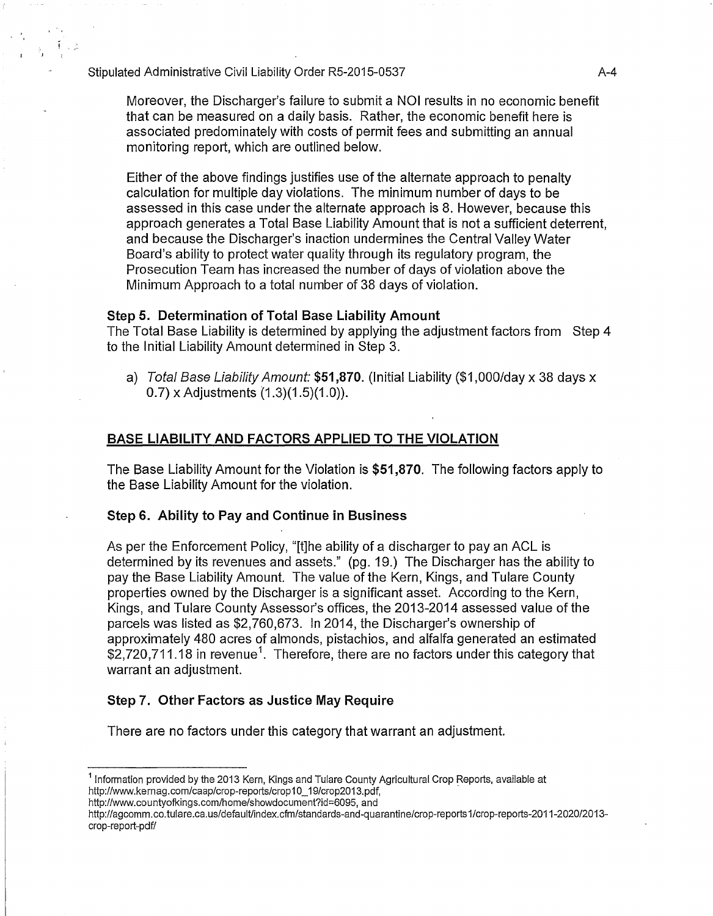Moreover, the Discharger's failure to submit a NOI results in no economic benefit that can be measured on a daily basis. Rather, the economic benefit here is associated predominately with costs of permit fees and submitting an annual monitoring report, which are outlined below.

Either of the above findings justifies use of the alternate approach to penalty calculation for multiple day violations. The minimum number of days to be assessed in this case under the alternate approach is 8. However, because this approach generates a Total Base Liability Amount that is not a sufficient deterrent, and because the Discharger's inaction undermines the Central Valley Water Board's ability to protect water quality through its regulatory program, the Prosecution Team has increased the number of days of violation above the Minimum Approach to a total number of 38 days of violation.

**Step 5. Determination of Total Base Liability Amount**

The Total Base Liability is determined by applying the adjustment factors from Step 4 to the Initial Liability Amount determined in Step 3.

a) *Total Base Liability Amount:* **$51,870**. (Initial Liability ($1,000/day x 38 days x 0.7) x Adjustments (1.3)(1.5)(1.0)).

## BASE LIABILITY AND FACTORS APPLIED TO THE VIOLATION

The Base Liability Amount for the Violation is **$51,870**. The following factors apply to the Base Liability Amount for the violation.

**Step 6. Ability to Pay and Continue in Business**

As per the Enforcement Policy, "[t]he ability of a discharger to pay an ACL is determined by its revenues and assets." (pg. 19.) The Discharger has the ability to pay the Base Liability Amount. The value of the Kern, Kings, and Tulare County properties owned by the Discharger is a significant asset. According to the Kern, Kings, and Tulare County Assessor's offices, the 2013-2014 assessed value of the parcels was listed as $2,760,673. In 2014, the Discharger's ownership of approximately 480 acres of almonds, pistachios, and alfalfa generated an estimated $2,720,711.18 in revenue[1]. Therefore, there are no factors under this category that warrant an adjustment.

**Step 7. Other Factors as Justice May Require**

There are no factors under this category that warrant an adjustment.

---

[1] Information provided by the 2013 Kern, Kings and Tulare County Agricultural Crop Reports, available at http://www.kernag.com/caap/crop-reports/crop10_19/crop2013.pdf,
http://www.countyofkings.com/home/showdocument?id=6095, and
http://agcomm.co.tulare.ca.us/default/index.cfm/standards-and-quarantine/crop-reports1/crop-reports-2011-2020/2013-crop-report-pdf/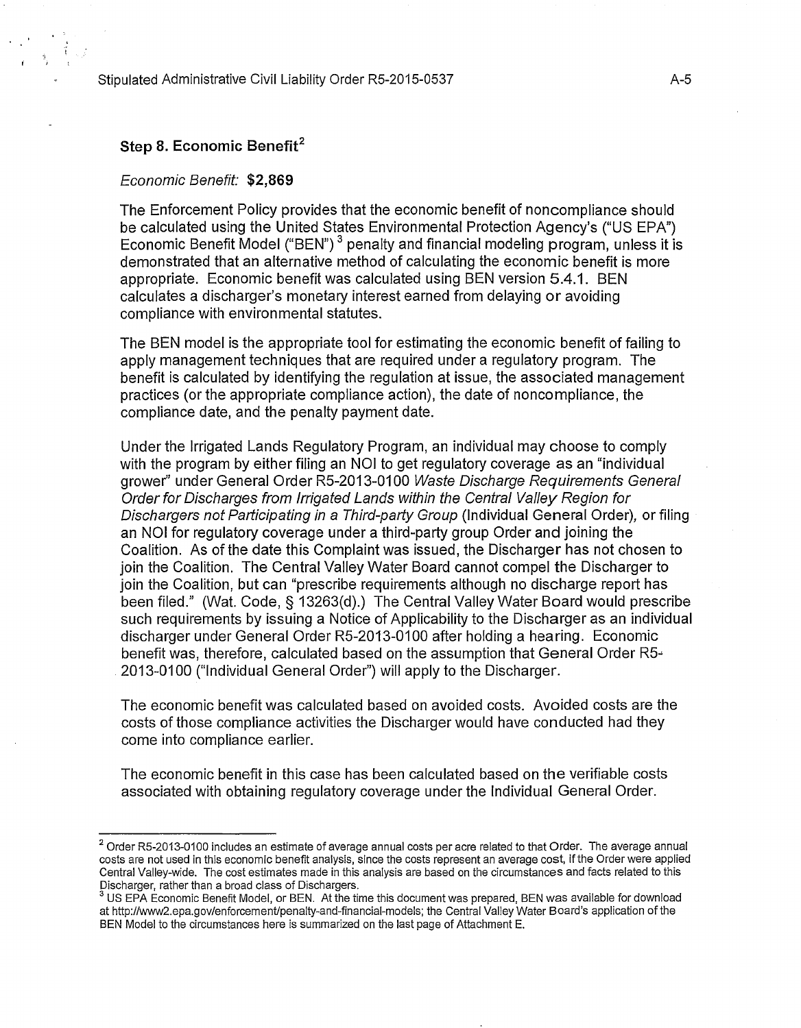### Step 8. Economic Benefit[2]

*Economic Benefit:* **$2,869**

The Enforcement Policy provides that the economic benefit of noncompliance should be calculated using the United States Environmental Protection Agency's ("US EPA") Economic Benefit Model ("BEN")[3] penalty and financial modeling program, unless it is demonstrated that an alternative method of calculating the economic benefit is more appropriate. Economic benefit was calculated using BEN version 5.4.1. BEN calculates a discharger's monetary interest earned from delaying or avoiding compliance with environmental statutes.

The BEN model is the appropriate tool for estimating the economic benefit of failing to apply management techniques that are required under a regulatory program. The benefit is calculated by identifying the regulation at issue, the associated management practices (or the appropriate compliance action), the date of noncompliance, the compliance date, and the penalty payment date.

Under the Irrigated Lands Regulatory Program, an individual may choose to comply with the program by either filing an NOI to get regulatory coverage as an "individual grower" under General Order R5-2013-0100 *Waste Discharge Requirements General Order for Discharges from Irrigated Lands within the Central Valley Region for Dischargers not Participating in a Third-party Group* (Individual General Order), or filing an NOI for regulatory coverage under a third-party group Order and joining the Coalition. As of the date this Complaint was issued, the Discharger has not chosen to join the Coalition. The Central Valley Water Board cannot compel the Discharger to join the Coalition, but can "prescribe requirements although no discharge report has been filed." (Wat. Code, § 13263(d).) The Central Valley Water Board would prescribe such requirements by issuing a Notice of Applicability to the Discharger as an individual discharger under General Order R5-2013-0100 after holding a hearing. Economic benefit was, therefore, calculated based on the assumption that General Order R5-2013-0100 ("Individual General Order") will apply to the Discharger.

The economic benefit was calculated based on avoided costs. Avoided costs are the costs of those compliance activities the Discharger would have conducted had they come into compliance earlier.

The economic benefit in this case has been calculated based on the verifiable costs associated with obtaining regulatory coverage under the Individual General Order.

---

[2] Order R5-2013-0100 includes an estimate of average annual costs per acre related to that Order. The average annual costs are not used in this economic benefit analysis, since the costs represent an average cost, if the Order were applied Central Valley-wide. The cost estimates made in this analysis are based on the circumstances and facts related to this Discharger, rather than a broad class of Dischargers.

[3] US EPA Economic Benefit Model, or BEN. At the time this document was prepared, BEN was available for download at http://www2.epa.gov/enforcement/penalty-and-financial-models; the Central Valley Water Board's application of the BEN Model to the circumstances here is summarized on the last page of Attachment E.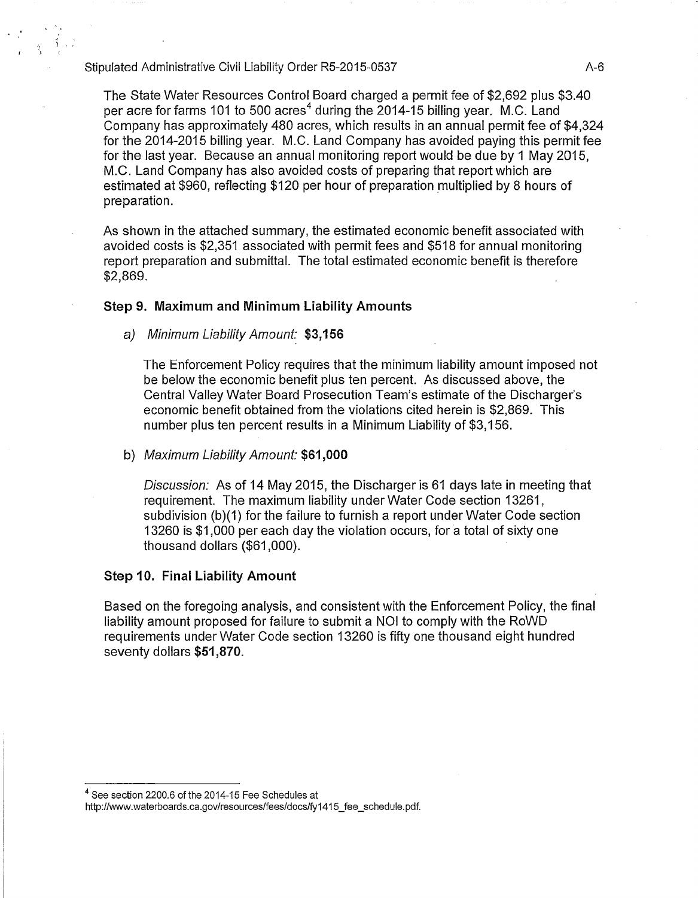The State Water Resources Control Board charged a permit fee of $2,692 plus $3.40 per acre for farms 101 to 500 acres[4] during the 2014-15 billing year. M.C. Land Company has approximately 480 acres, which results in an annual permit fee of $4,324 for the 2014-2015 billing year. M.C. Land Company has avoided paying this permit fee for the last year. Because an annual monitoring report would be due by 1 May 2015, M.C. Land Company has also avoided costs of preparing that report which are estimated at $960, reflecting $120 per hour of preparation multiplied by 8 hours of preparation.

As shown in the attached summary, the estimated economic benefit associated with avoided costs is $2,351 associated with permit fees and $518 for annual monitoring report preparation and submittal. The total estimated economic benefit is therefore $2,869.

### Step 9. Maximum and Minimum Liability Amounts

a) *Minimum Liability Amount:* **$3,156**

The Enforcement Policy requires that the minimum liability amount imposed not be below the economic benefit plus ten percent. As discussed above, the Central Valley Water Board Prosecution Team's estimate of the Discharger's economic benefit obtained from the violations cited herein is $2,869. This number plus ten percent results in a Minimum Liability of $3,156.

b) *Maximum Liability Amount:* **$61,000**

*Discussion:* As of 14 May 2015, the Discharger is 61 days late in meeting that requirement. The maximum liability under Water Code section 13261, subdivision (b)(1) for the failure to furnish a report under Water Code section 13260 is $1,000 per each day the violation occurs, for a total of sixty one thousand dollars ($61,000).

### Step 10. Final Liability Amount

Based on the foregoing analysis, and consistent with the Enforcement Policy, the final liability amount proposed for failure to submit a NOI to comply with the RoWD requirements under Water Code section 13260 is fifty one thousand eight hundred seventy dollars **$51,870**.

---

[4] See section 2200.6 of the 2014-15 Fee Schedules at http://www.waterboards.ca.gov/resources/fees/docs/fy1415_fee_schedule.pdf.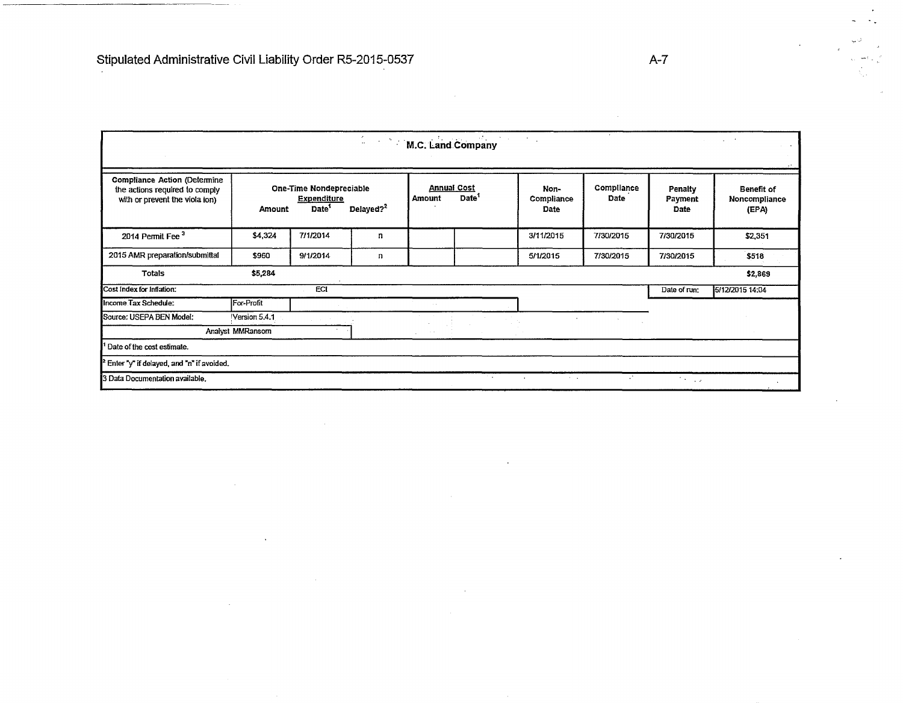| M.C. Land Company | | | | | | | | | |
|---|---|---|---|---|---|---|---|---|---|
| Compliance Action (Determine the actions required to comply with or prevent the viola ion) | One-Time Nondepreciable Expenditure | | | Annual Cost | | Non-Compliance Date | Compliance Date | Penalty Payment Date | Benefit of Noncompliance (EPA) |
| | Amount | Date[1] | Delayed?[2] | Amount | Date[1] | | | | |
| 2014 Permit Fee [3] | $4,324 | 7/1/2014 | n | | | 3/11/2015 | 7/30/2015 | 7/30/2015 | $2,351 |
| 2015 AMR preparation/submittal | $960 | 9/1/2014 | n | | | 5/1/2015 | 7/30/2015 | 7/30/2015 | $518 |
| Totals | $5,284 | | | | | | | | $2,869 |
| Cost Index for Inflation: | | ECI | | | | | | Date of run: | 5/12/2015 14:04 |
| Income Tax Schedule: | For-Profit | | | | | | | | |
| Source: USEPA BEN Model: | Version 5.4.1 | | | | | | | | |
| Analyst | MMRansom | | | | | | | | |

[1] Date of the cost estimate.

[2] Enter "y" if delayed, and "n" if avoided.

[3] Data Documentation available.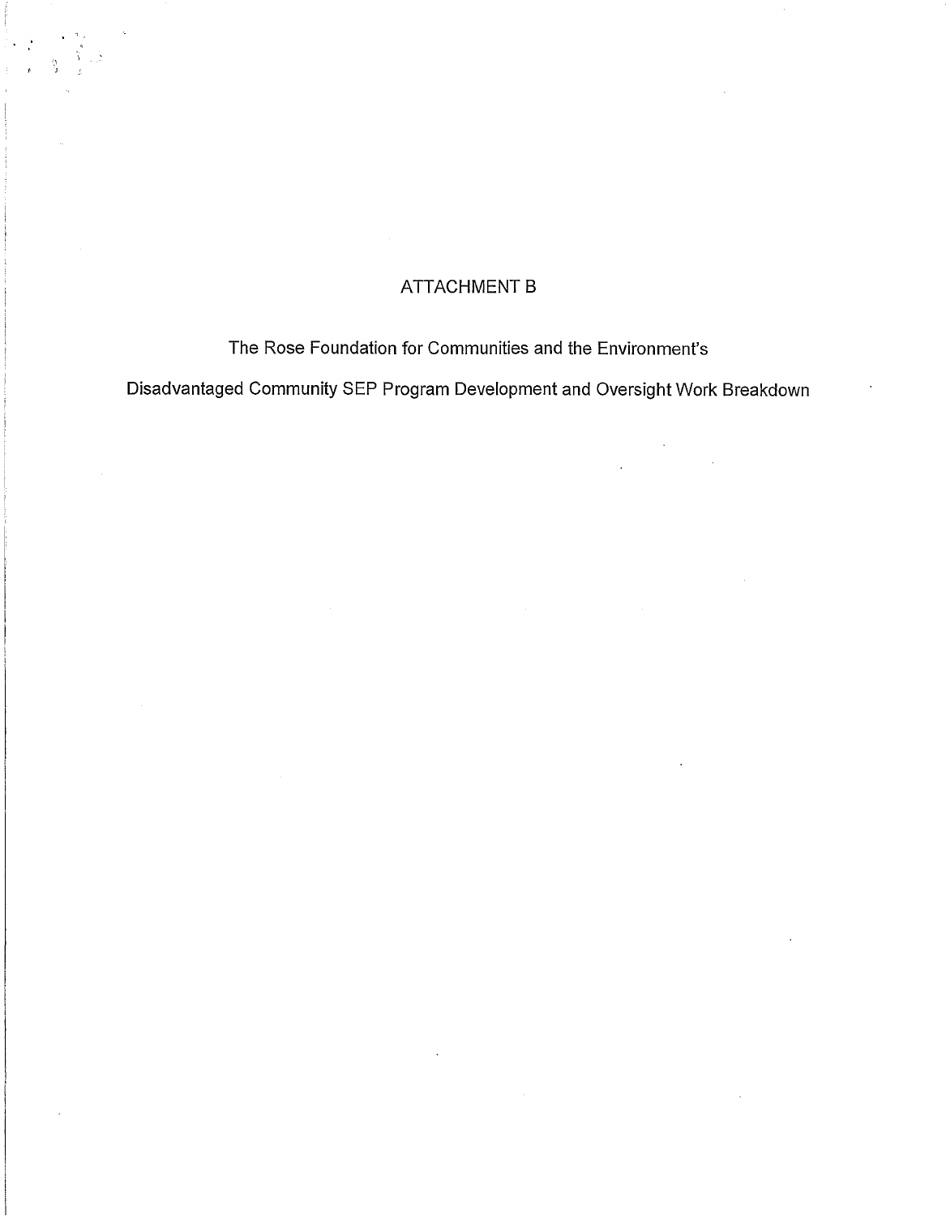# ATTACHMENT B

The Rose Foundation for Communities and the Environment's

Disadvantaged Community SEP Program Development and Oversight Work Breakdown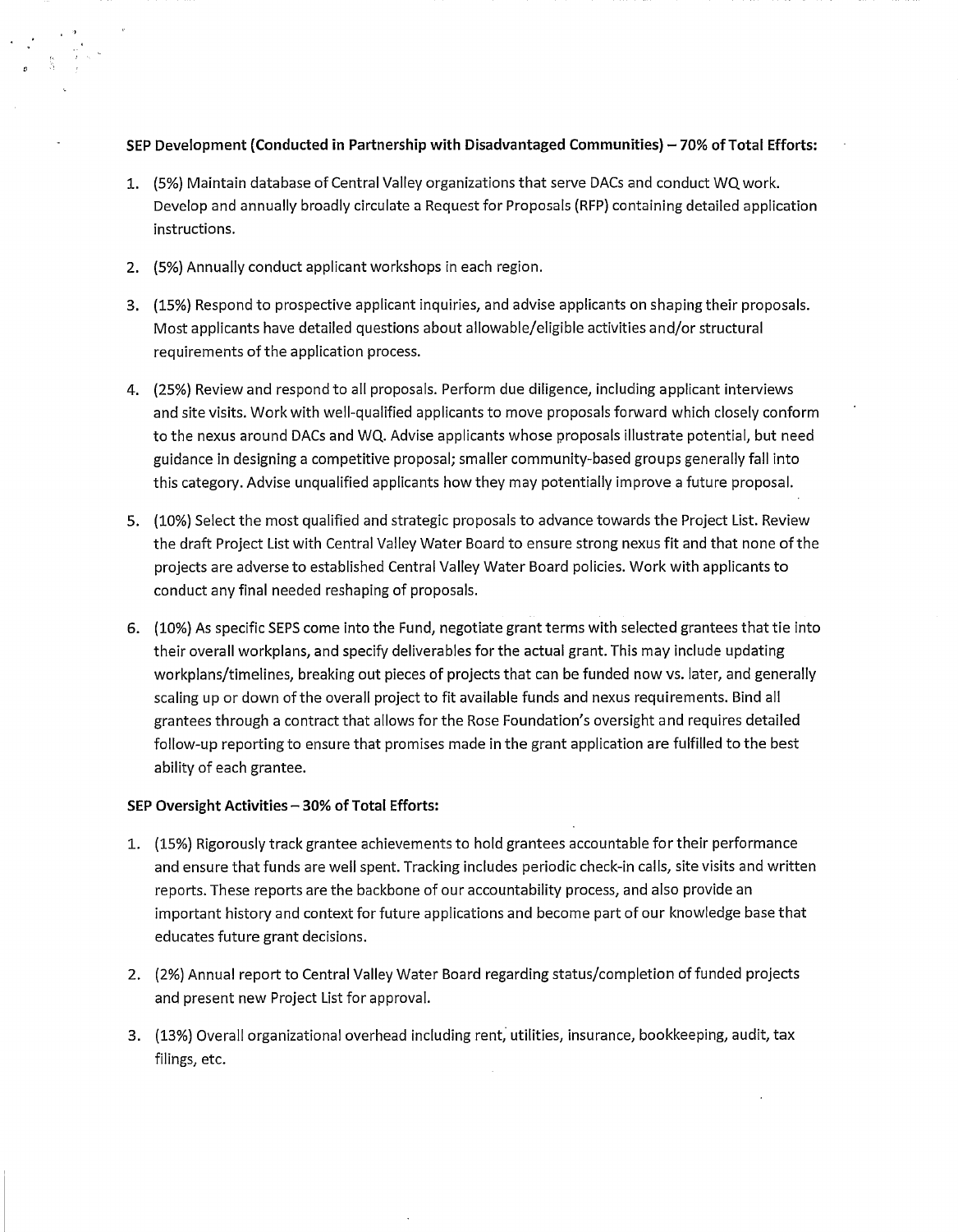**SEP Development (Conducted in Partnership with Disadvantaged Communities) – 70% of Total Efforts:**

1. (5%) Maintain database of Central Valley organizations that serve DACs and conduct WQ work. Develop and annually broadly circulate a Request for Proposals (RFP) containing detailed application instructions.
2. (5%) Annually conduct applicant workshops in each region.
3. (15%) Respond to prospective applicant inquiries, and advise applicants on shaping their proposals. Most applicants have detailed questions about allowable/eligible activities and/or structural requirements of the application process.
4. (25%) Review and respond to all proposals. Perform due diligence, including applicant interviews and site visits. Work with well-qualified applicants to move proposals forward which closely conform to the nexus around DACs and WQ. Advise applicants whose proposals illustrate potential, but need guidance in designing a competitive proposal; smaller community-based groups generally fall into this category. Advise unqualified applicants how they may potentially improve a future proposal.
5. (10%) Select the most qualified and strategic proposals to advance towards the Project List. Review the draft Project List with Central Valley Water Board to ensure strong nexus fit and that none of the projects are adverse to established Central Valley Water Board policies. Work with applicants to conduct any final needed reshaping of proposals.
6. (10%) As specific SEPS come into the Fund, negotiate grant terms with selected grantees that tie into their overall workplans, and specify deliverables for the actual grant. This may include updating workplans/timelines, breaking out pieces of projects that can be funded now vs. later, and generally scaling up or down of the overall project to fit available funds and nexus requirements. Bind all grantees through a contract that allows for the Rose Foundation's oversight and requires detailed follow-up reporting to ensure that promises made in the grant application are fulfilled to the best ability of each grantee.

**SEP Oversight Activities – 30% of Total Efforts:**

1. (15%) Rigorously track grantee achievements to hold grantees accountable for their performance and ensure that funds are well spent. Tracking includes periodic check-in calls, site visits and written reports. These reports are the backbone of our accountability process, and also provide an important history and context for future applications and become part of our knowledge base that educates future grant decisions.
2. (2%) Annual report to Central Valley Water Board regarding status/completion of funded projects and present new Project List for approval.
3. (13%) Overall organizational overhead including rent, utilities, insurance, bookkeeping, audit, tax filings, etc.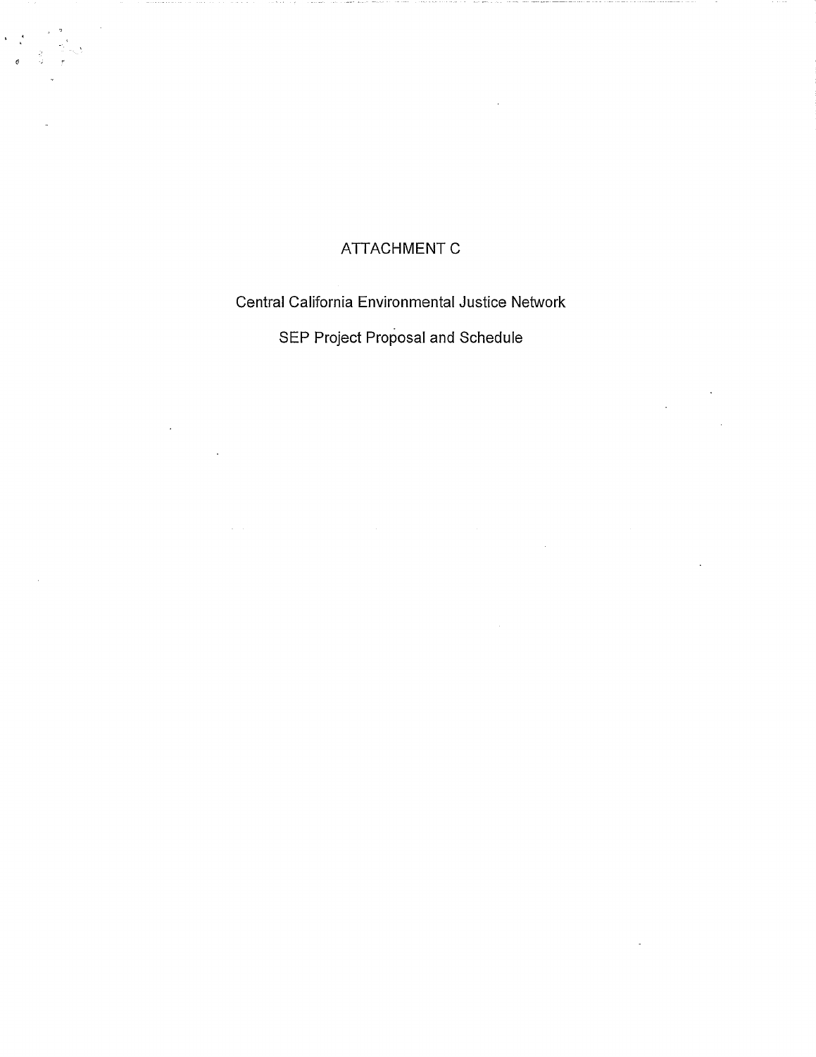# ATTACHMENT C

Central California Environmental Justice Network

SEP Project Proposal and Schedule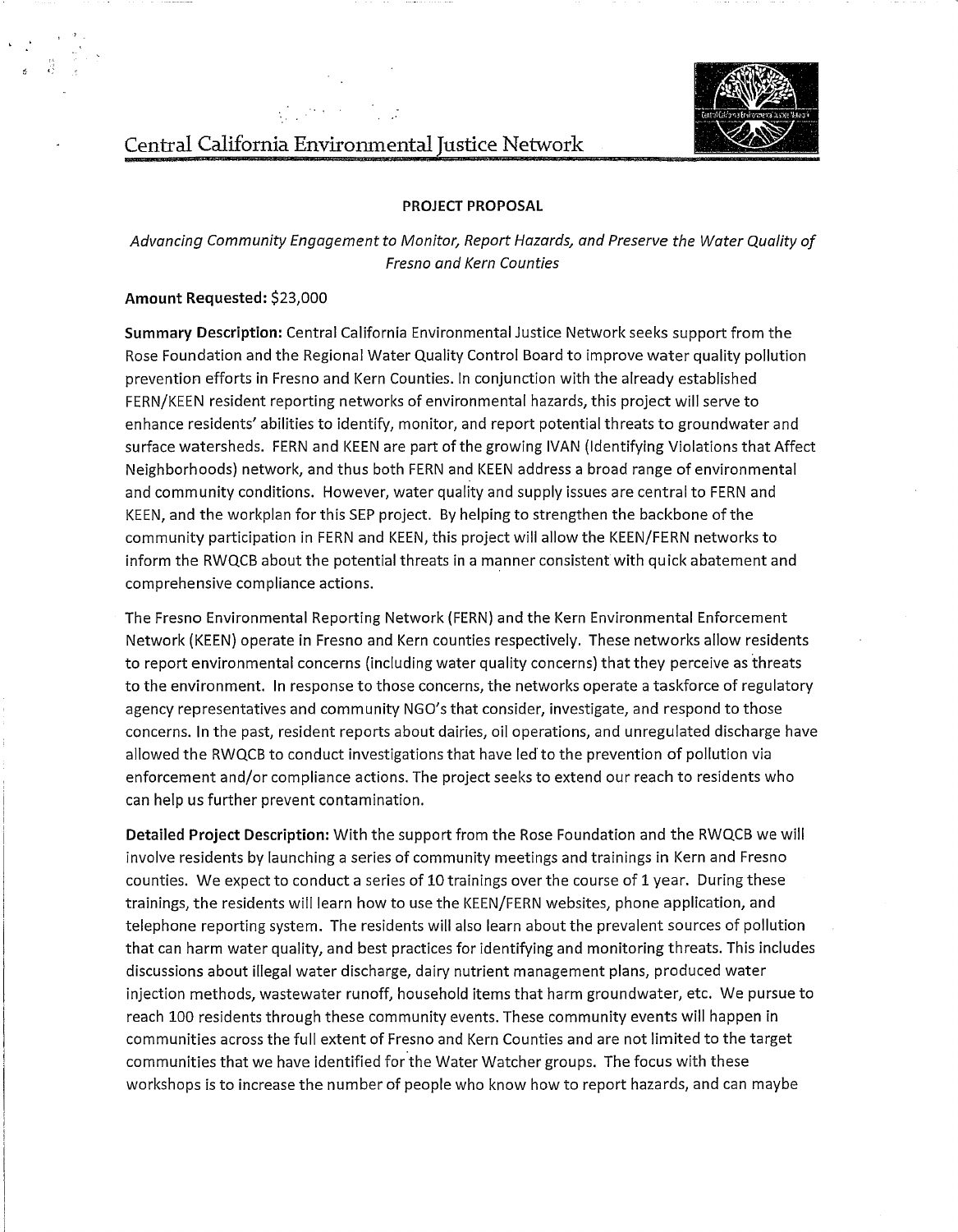Central California Environmental Justice Network

**PROJECT PROPOSAL**

*Advancing Community Engagement to Monitor, Report Hazards, and Preserve the Water Quality of Fresno and Kern Counties*

**Amount Requested:** $23,000

**Summary Description:** Central California Environmental Justice Network seeks support from the Rose Foundation and the Regional Water Quality Control Board to improve water quality pollution prevention efforts in Fresno and Kern Counties. In conjunction with the already established FERN/KEEN resident reporting networks of environmental hazards, this project will serve to enhance residents' abilities to identify, monitor, and report potential threats to groundwater and surface watersheds. FERN and KEEN are part of the growing IVAN (Identifying Violations that Affect Neighborhoods) network, and thus both FERN and KEEN address a broad range of environmental and community conditions. However, water quality and supply issues are central to FERN and KEEN, and the workplan for this SEP project. By helping to strengthen the backbone of the community participation in FERN and KEEN, this project will allow the KEEN/FERN networks to inform the RWQCB about the potential threats in a manner consistent with quick abatement and comprehensive compliance actions.

The Fresno Environmental Reporting Network (FERN) and the Kern Environmental Enforcement Network (KEEN) operate in Fresno and Kern counties respectively. These networks allow residents to report environmental concerns (including water quality concerns) that they perceive as threats to the environment. In response to those concerns, the networks operate a taskforce of regulatory agency representatives and community NGO's that consider, investigate, and respond to those concerns. In the past, resident reports about dairies, oil operations, and unregulated discharge have allowed the RWQCB to conduct investigations that have led to the prevention of pollution via enforcement and/or compliance actions. The project seeks to extend our reach to residents who can help us further prevent contamination.

**Detailed Project Description:** With the support from the Rose Foundation and the RWQCB we will involve residents by launching a series of community meetings and trainings in Kern and Fresno counties. We expect to conduct a series of 10 trainings over the course of 1 year. During these trainings, the residents will learn how to use the KEEN/FERN websites, phone application, and telephone reporting system. The residents will also learn about the prevalent sources of pollution that can harm water quality, and best practices for identifying and monitoring threats. This includes discussions about illegal water discharge, dairy nutrient management plans, produced water injection methods, wastewater runoff, household items that harm groundwater, etc. We pursue to reach 100 residents through these community events. These community events will happen in communities across the full extent of Fresno and Kern Counties and are not limited to the target communities that we have identified for the Water Watcher groups. The focus with these workshops is to increase the number of people who know how to report hazards, and can maybe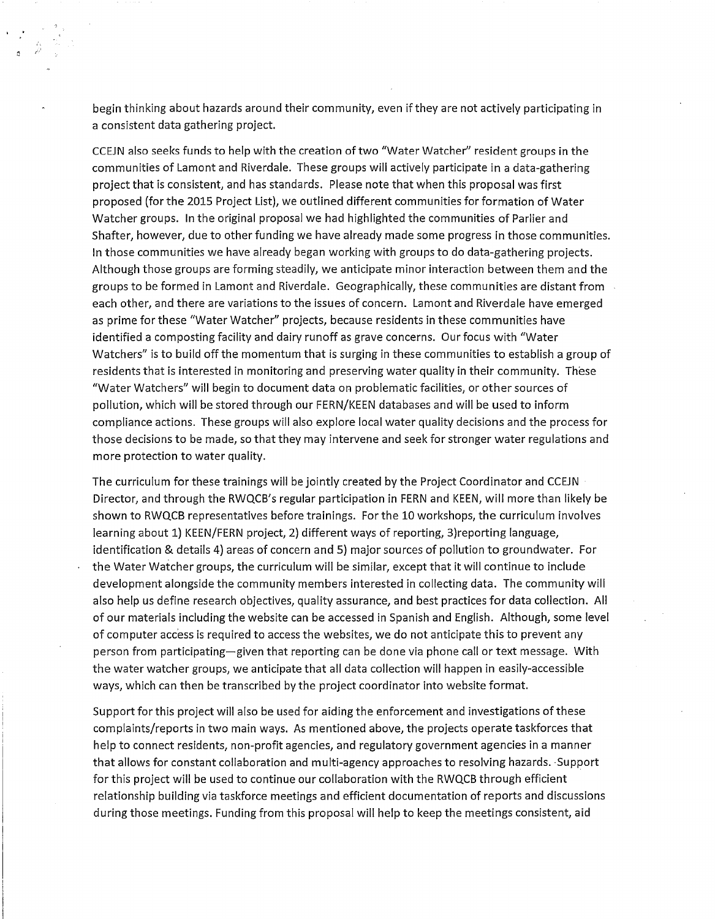begin thinking about hazards around their community, even if they are not actively participating in a consistent data gathering project.

CCEJN also seeks funds to help with the creation of two "Water Watcher" resident groups in the communities of Lamont and Riverdale. These groups will actively participate in a data-gathering project that is consistent, and has standards. Please note that when this proposal was first proposed (for the 2015 Project List), we outlined different communities for formation of Water Watcher groups. In the original proposal we had highlighted the communities of Parlier and Shafter, however, due to other funding we have already made some progress in those communities. In those communities we have already began working with groups to do data-gathering projects. Although those groups are forming steadily, we anticipate minor interaction between them and the groups to be formed in Lamont and Riverdale. Geographically, these communities are distant from each other, and there are variations to the issues of concern. Lamont and Riverdale have emerged as prime for these "Water Watcher" projects, because residents in these communities have identified a composting facility and dairy runoff as grave concerns. Our focus with "Water Watchers" is to build off the momentum that is surging in these communities to establish a group of residents that is interested in monitoring and preserving water quality in their community. These "Water Watchers" will begin to document data on problematic facilities, or other sources of pollution, which will be stored through our FERN/KEEN databases and will be used to inform compliance actions. These groups will also explore local water quality decisions and the process for those decisions to be made, so that they may intervene and seek for stronger water regulations and more protection to water quality.

The curriculum for these trainings will be jointly created by the Project Coordinator and CCEJN Director, and through the RWQCB's regular participation in FERN and KEEN, will more than likely be shown to RWQCB representatives before trainings. For the 10 workshops, the curriculum involves learning about 1) KEEN/FERN project, 2) different ways of reporting, 3)reporting language, identification & details 4) areas of concern and 5) major sources of pollution to groundwater. For the Water Watcher groups, the curriculum will be similar, except that it will continue to include development alongside the community members interested in collecting data. The community will also help us define research objectives, quality assurance, and best practices for data collection. All of our materials including the website can be accessed in Spanish and English. Although, some level of computer access is required to access the websites, we do not anticipate this to prevent any person from participating—given that reporting can be done via phone call or text message. With the water watcher groups, we anticipate that all data collection will happen in easily-accessible ways, which can then be transcribed by the project coordinator into website format.

Support for this project will also be used for aiding the enforcement and investigations of these complaints/reports in two main ways. As mentioned above, the projects operate taskforces that help to connect residents, non-profit agencies, and regulatory government agencies in a manner that allows for constant collaboration and multi-agency approaches to resolving hazards. Support for this project will be used to continue our collaboration with the RWQCB through efficient relationship building via taskforce meetings and efficient documentation of reports and discussions during those meetings. Funding from this proposal will help to keep the meetings consistent, aid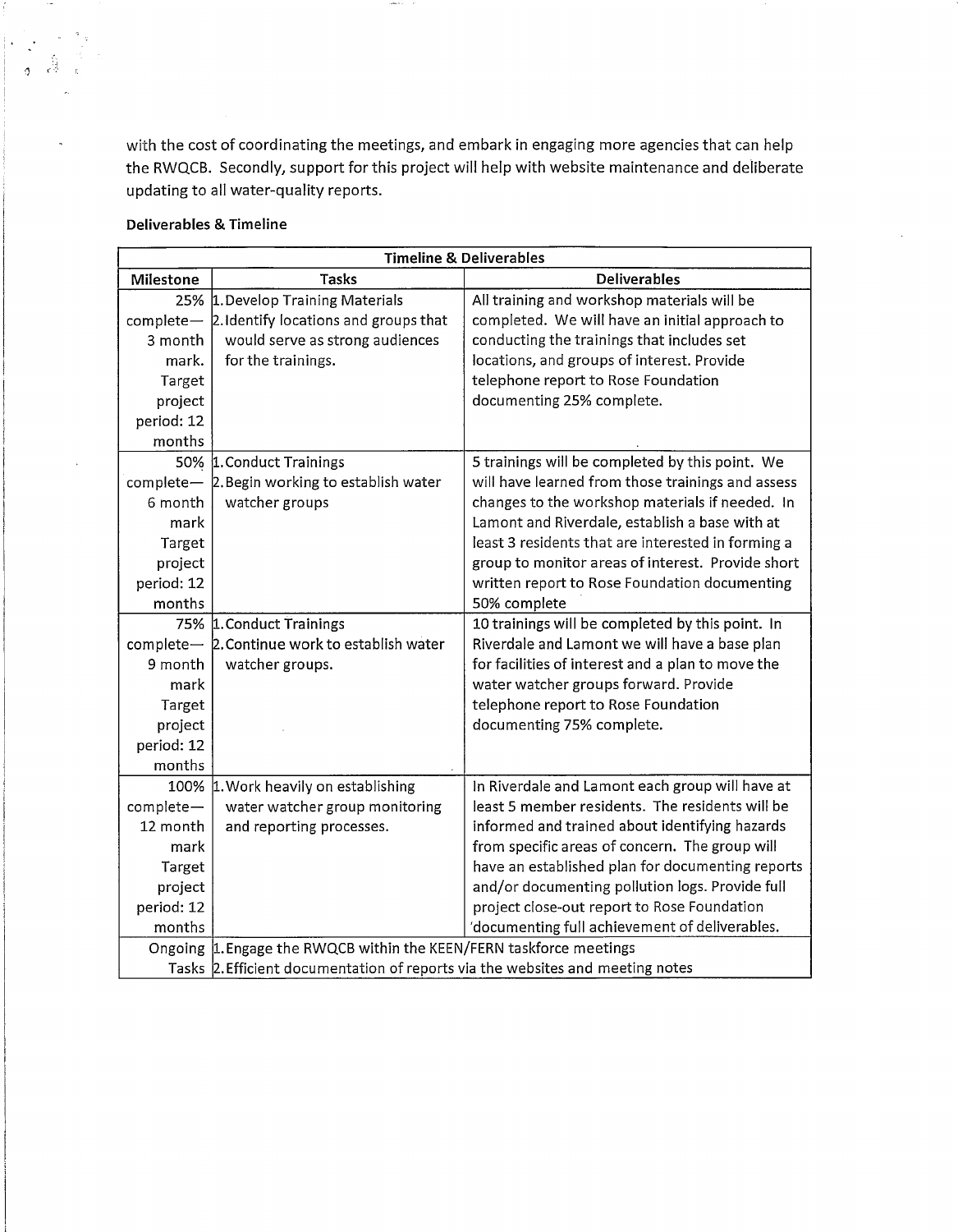with the cost of coordinating the meetings, and embark in engaging more agencies that can help the RWQCB. Secondly, support for this project will help with website maintenance and deliberate updating to all water-quality reports.

**Deliverables & Timeline**

| Timeline & Deliverables | | |
|---|---|---|
| **Milestone** | **Tasks** | **Deliverables** |
| 25% complete— 3 month mark. Target project period: 12 months | 1. Develop Training Materials<br>2. Identify locations and groups that would serve as strong audiences for the trainings. | All training and workshop materials will be completed. We will have an initial approach to conducting the trainings that includes set locations, and groups of interest. Provide telephone report to Rose Foundation documenting 25% complete. |
| 50% complete— 6 month mark Target project period: 12 months | 1. Conduct Trainings<br>2. Begin working to establish water watcher groups | 5 trainings will be completed by this point. We will have learned from those trainings and assess changes to the workshop materials if needed. In Lamont and Riverdale, establish a base with at least 3 residents that are interested in forming a group to monitor areas of interest. Provide short written report to Rose Foundation documenting 50% complete |
| 75% complete— 9 month mark Target project period: 12 months | 1. Conduct Trainings<br>2. Continue work to establish water watcher groups. | 10 trainings will be completed by this point. In Riverdale and Lamont we will have a base plan for facilities of interest and a plan to move the water watcher groups forward. Provide telephone report to Rose Foundation documenting 75% complete. |
| 100% complete— 12 month mark Target project period: 12 months | 1. Work heavily on establishing water watcher group monitoring and reporting processes. | In Riverdale and Lamont each group will have at least 5 member residents. The residents will be informed and trained about identifying hazards from specific areas of concern. The group will have an established plan for documenting reports and/or documenting pollution logs. Provide full project close-out report to Rose Foundation documenting full achievement of deliverables. |
| Ongoing Tasks | 1. Engage the RWQCB within the KEEN/FERN taskforce meetings<br>2. Efficient documentation of reports via the websites and meeting notes | |